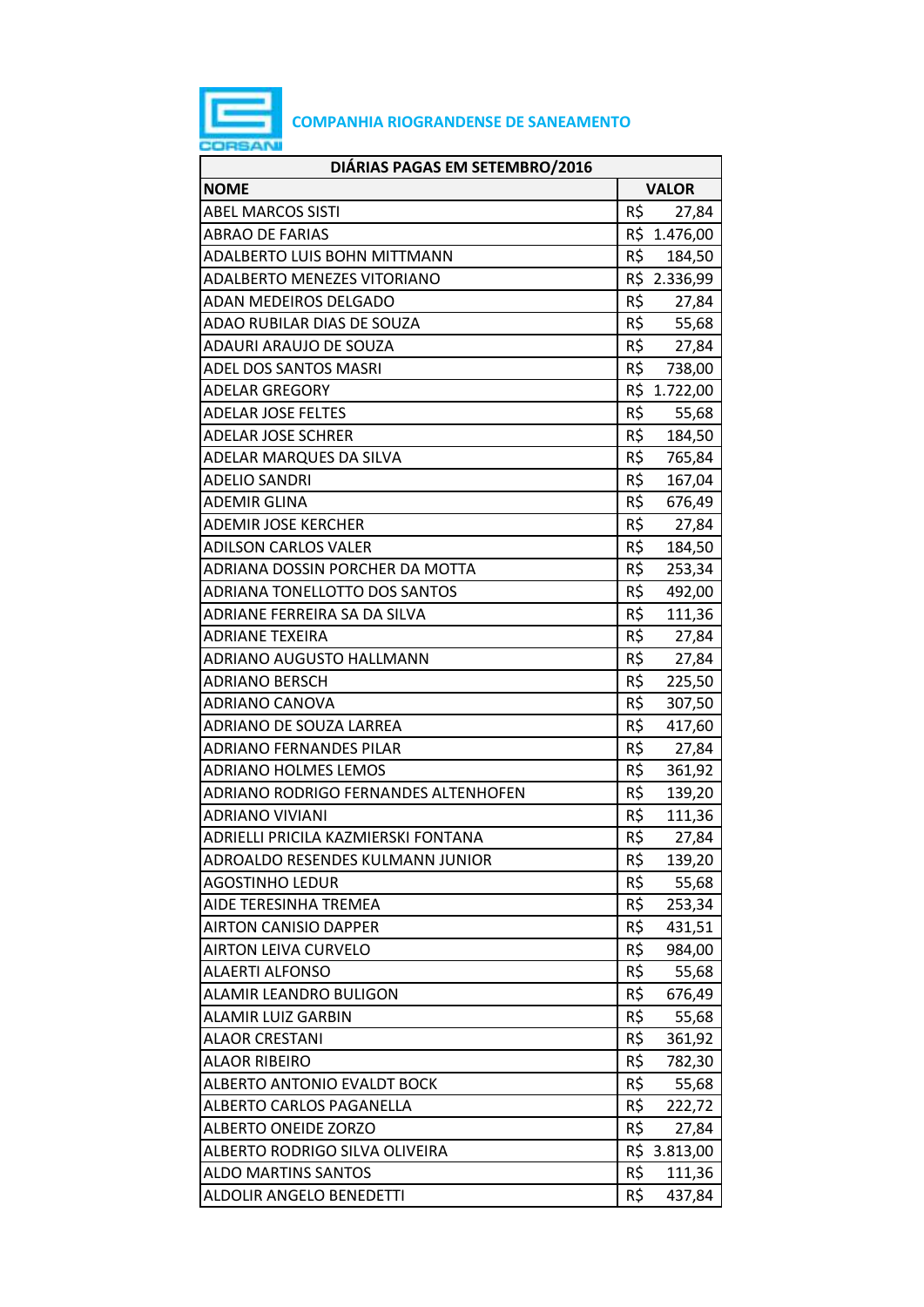**COMPANHIA RIOGRANDENSE DE SANEAMENTO**

| DIÁRIAS PAGAS EM SETEMBRO/2016 | |
|---|---|
| **NOME** | **VALOR** |
| ABEL MARCOS SISTI | R$ 27,84 |
| ABRAO DE FARIAS | R$ 1.476,00 |
| ADALBERTO LUIS BOHN MITTMANN | R$ 184,50 |
| ADALBERTO MENEZES VITORIANO | R$ 2.336,99 |
| ADAN MEDEIROS DELGADO | R$ 27,84 |
| ADAO RUBILAR DIAS DE SOUZA | R$ 55,68 |
| ADAURI ARAUJO DE SOUZA | R$ 27,84 |
| ADEL DOS SANTOS MASRI | R$ 738,00 |
| ADELAR GREGORY | R$ 1.722,00 |
| ADELAR JOSE FELTES | R$ 55,68 |
| ADELAR JOSE SCHRER | R$ 184,50 |
| ADELAR MARQUES DA SILVA | R$ 765,84 |
| ADELIO SANDRI | R$ 167,04 |
| ADEMIR GLINA | R$ 676,49 |
| ADEMIR JOSE KERCHER | R$ 27,84 |
| ADILSON CARLOS VALER | R$ 184,50 |
| ADRIANA DOSSIN PORCHER DA MOTTA | R$ 253,34 |
| ADRIANA TONELLOTTO DOS SANTOS | R$ 492,00 |
| ADRIANE FERREIRA SA DA SILVA | R$ 111,36 |
| ADRIANE TEXEIRA | R$ 27,84 |
| ADRIANO AUGUSTO HALLMANN | R$ 27,84 |
| ADRIANO BERSCH | R$ 225,50 |
| ADRIANO CANOVA | R$ 307,50 |
| ADRIANO DE SOUZA LARREA | R$ 417,60 |
| ADRIANO FERNANDES PILAR | R$ 27,84 |
| ADRIANO HOLMES LEMOS | R$ 361,92 |
| ADRIANO RODRIGO FERNANDES ALTENHOFEN | R$ 139,20 |
| ADRIANO VIVIANI | R$ 111,36 |
| ADRIELLI PRICILA KAZMIERSKI FONTANA | R$ 27,84 |
| ADROALDO RESENDES KULMANN JUNIOR | R$ 139,20 |
| AGOSTINHO LEDUR | R$ 55,68 |
| AIDE TERESINHA TREMEA | R$ 253,34 |
| AIRTON CANISIO DAPPER | R$ 431,51 |
| AIRTON LEIVA CURVELO | R$ 984,00 |
| ALAERTI ALFONSO | R$ 55,68 |
| ALAMIR LEANDRO BULIGON | R$ 676,49 |
| ALAMIR LUIZ GARBIN | R$ 55,68 |
| ALAOR CRESTANI | R$ 361,92 |
| ALAOR RIBEIRO | R$ 782,30 |
| ALBERTO ANTONIO EVALDT BOCK | R$ 55,68 |
| ALBERTO CARLOS PAGANELLA | R$ 222,72 |
| ALBERTO ONEIDE ZORZO | R$ 27,84 |
| ALBERTO RODRIGO SILVA OLIVEIRA | R$ 3.813,00 |
| ALDO MARTINS SANTOS | R$ 111,36 |
| ALDOLIR ANGELO BENEDETTI | R$ 437,84 |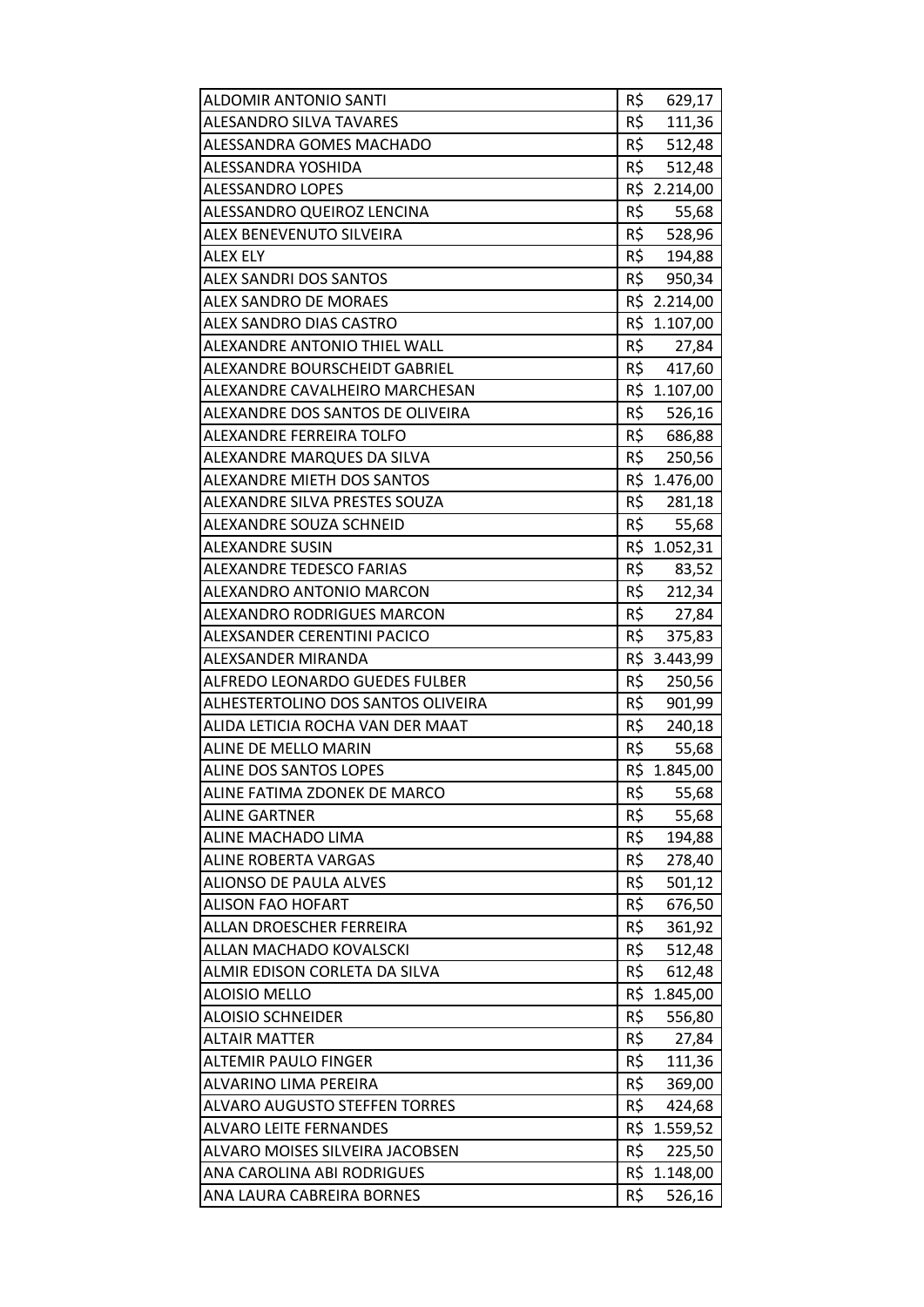| ALDOMIR ANTONIO SANTI | R$ 629,17 |
|---|---|
| ALESANDRO SILVA TAVARES | R$ 111,36 |
| ALESSANDRA GOMES MACHADO | R$ 512,48 |
| ALESSANDRA YOSHIDA | R$ 512,48 |
| ALESSANDRO LOPES | R$ 2.214,00 |
| ALESSANDRO QUEIROZ LENCINA | R$ 55,68 |
| ALEX BENEVENUTO SILVEIRA | R$ 528,96 |
| ALEX ELY | R$ 194,88 |
| ALEX SANDRI DOS SANTOS | R$ 950,34 |
| ALEX SANDRO DE MORAES | R$ 2.214,00 |
| ALEX SANDRO DIAS CASTRO | R$ 1.107,00 |
| ALEXANDRE ANTONIO THIEL WALL | R$ 27,84 |
| ALEXANDRE BOURSCHEIDT GABRIEL | R$ 417,60 |
| ALEXANDRE CAVALHEIRO MARCHESAN | R$ 1.107,00 |
| ALEXANDRE DOS SANTOS DE OLIVEIRA | R$ 526,16 |
| ALEXANDRE FERREIRA TOLFO | R$ 686,88 |
| ALEXANDRE MARQUES DA SILVA | R$ 250,56 |
| ALEXANDRE MIETH DOS SANTOS | R$ 1.476,00 |
| ALEXANDRE SILVA PRESTES SOUZA | R$ 281,18 |
| ALEXANDRE SOUZA SCHNEID | R$ 55,68 |
| ALEXANDRE SUSIN | R$ 1.052,31 |
| ALEXANDRE TEDESCO FARIAS | R$ 83,52 |
| ALEXANDRO ANTONIO MARCON | R$ 212,34 |
| ALEXANDRO RODRIGUES MARCON | R$ 27,84 |
| ALEXSANDER CERENTINI PACICO | R$ 375,83 |
| ALEXSANDER MIRANDA | R$ 3.443,99 |
| ALFREDO LEONARDO GUEDES FULBER | R$ 250,56 |
| ALHESTERTOLINO DOS SANTOS OLIVEIRA | R$ 901,99 |
| ALIDA LETICIA ROCHA VAN DER MAAT | R$ 240,18 |
| ALINE DE MELLO MARIN | R$ 55,68 |
| ALINE DOS SANTOS LOPES | R$ 1.845,00 |
| ALINE FATIMA ZDONEK DE MARCO | R$ 55,68 |
| ALINE GARTNER | R$ 55,68 |
| ALINE MACHADO LIMA | R$ 194,88 |
| ALINE ROBERTA VARGAS | R$ 278,40 |
| ALIONSO DE PAULA ALVES | R$ 501,12 |
| ALISON FAO HOFART | R$ 676,50 |
| ALLAN DROESCHER FERREIRA | R$ 361,92 |
| ALLAN MACHADO KOVALSCKI | R$ 512,48 |
| ALMIR EDISON CORLETA DA SILVA | R$ 612,48 |
| ALOISIO MELLO | R$ 1.845,00 |
| ALOISIO SCHNEIDER | R$ 556,80 |
| ALTAIR MATTER | R$ 27,84 |
| ALTEMIR PAULO FINGER | R$ 111,36 |
| ALVARINO LIMA PEREIRA | R$ 369,00 |
| ALVARO AUGUSTO STEFFEN TORRES | R$ 424,68 |
| ALVARO LEITE FERNANDES | R$ 1.559,52 |
| ALVARO MOISES SILVEIRA JACOBSEN | R$ 225,50 |
| ANA CAROLINA ABI RODRIGUES | R$ 1.148,00 |
| ANA LAURA CABREIRA BORNES | R$ 526,16 |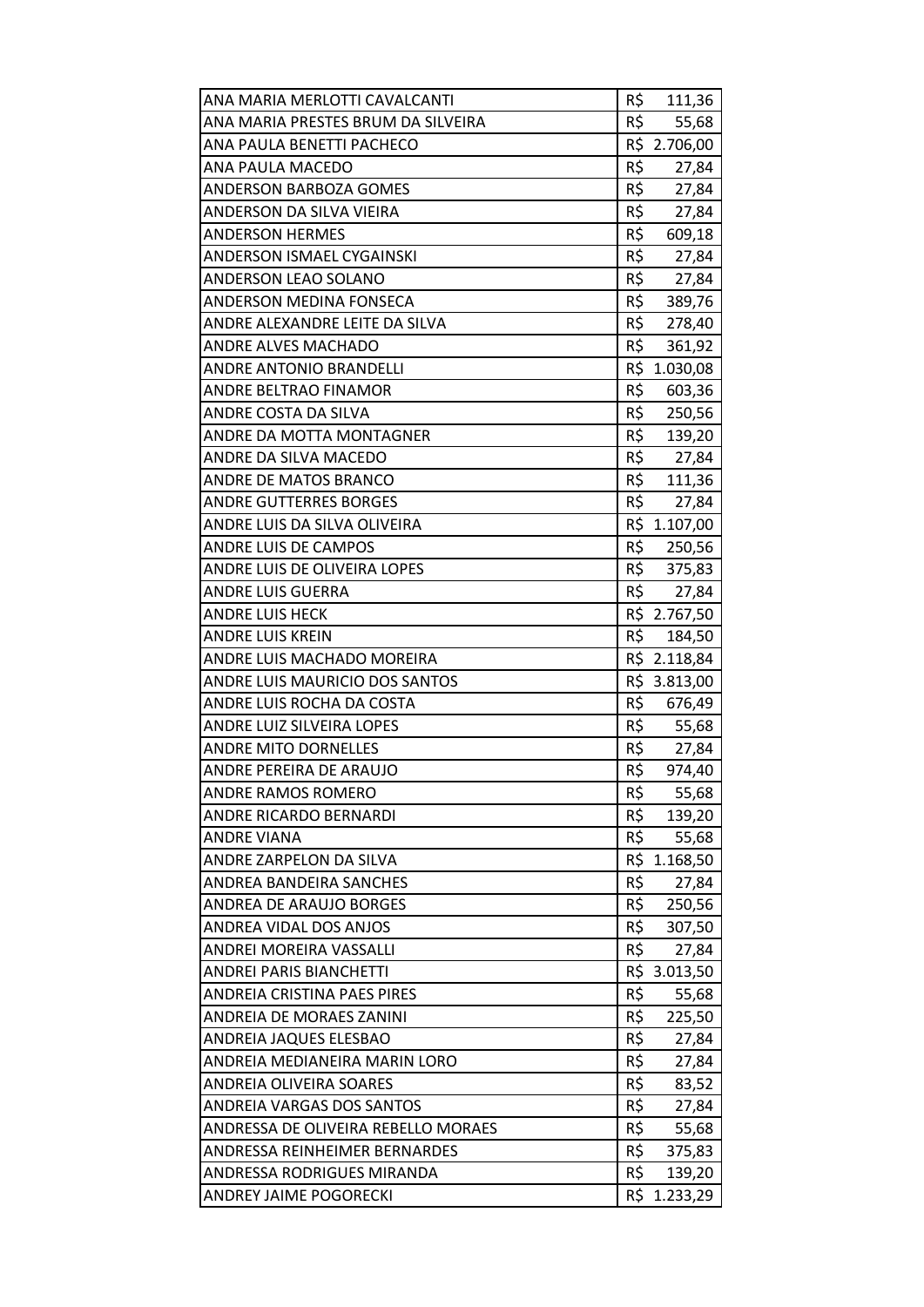| | |
|---|---|
| ANA MARIA MERLOTTI CAVALCANTI | R$ 111,36 |
| ANA MARIA PRESTES BRUM DA SILVEIRA | R$ 55,68 |
| ANA PAULA BENETTI PACHECO | R$ 2.706,00 |
| ANA PAULA MACEDO | R$ 27,84 |
| ANDERSON BARBOZA GOMES | R$ 27,84 |
| ANDERSON DA SILVA VIEIRA | R$ 27,84 |
| ANDERSON HERMES | R$ 609,18 |
| ANDERSON ISMAEL CYGAINSKI | R$ 27,84 |
| ANDERSON LEAO SOLANO | R$ 27,84 |
| ANDERSON MEDINA FONSECA | R$ 389,76 |
| ANDRE ALEXANDRE LEITE DA SILVA | R$ 278,40 |
| ANDRE ALVES MACHADO | R$ 361,92 |
| ANDRE ANTONIO BRANDELLI | R$ 1.030,08 |
| ANDRE BELTRAO FINAMOR | R$ 603,36 |
| ANDRE COSTA DA SILVA | R$ 250,56 |
| ANDRE DA MOTTA MONTAGNER | R$ 139,20 |
| ANDRE DA SILVA MACEDO | R$ 27,84 |
| ANDRE DE MATOS BRANCO | R$ 111,36 |
| ANDRE GUTTERRES BORGES | R$ 27,84 |
| ANDRE LUIS DA SILVA OLIVEIRA | R$ 1.107,00 |
| ANDRE LUIS DE CAMPOS | R$ 250,56 |
| ANDRE LUIS DE OLIVEIRA LOPES | R$ 375,83 |
| ANDRE LUIS GUERRA | R$ 27,84 |
| ANDRE LUIS HECK | R$ 2.767,50 |
| ANDRE LUIS KREIN | R$ 184,50 |
| ANDRE LUIS MACHADO MOREIRA | R$ 2.118,84 |
| ANDRE LUIS MAURICIO DOS SANTOS | R$ 3.813,00 |
| ANDRE LUIS ROCHA DA COSTA | R$ 676,49 |
| ANDRE LUIZ SILVEIRA LOPES | R$ 55,68 |
| ANDRE MITO DORNELLES | R$ 27,84 |
| ANDRE PEREIRA DE ARAUJO | R$ 974,40 |
| ANDRE RAMOS ROMERO | R$ 55,68 |
| ANDRE RICARDO BERNARDI | R$ 139,20 |
| ANDRE VIANA | R$ 55,68 |
| ANDRE ZARPELON DA SILVA | R$ 1.168,50 |
| ANDREA BANDEIRA SANCHES | R$ 27,84 |
| ANDREA DE ARAUJO BORGES | R$ 250,56 |
| ANDREA VIDAL DOS ANJOS | R$ 307,50 |
| ANDREI MOREIRA VASSALLI | R$ 27,84 |
| ANDREI PARIS BIANCHETTI | R$ 3.013,50 |
| ANDREIA CRISTINA PAES PIRES | R$ 55,68 |
| ANDREIA DE MORAES ZANINI | R$ 225,50 |
| ANDREIA JAQUES ELESBAO | R$ 27,84 |
| ANDREIA MEDIANEIRA MARIN LORO | R$ 27,84 |
| ANDREIA OLIVEIRA SOARES | R$ 83,52 |
| ANDREIA VARGAS DOS SANTOS | R$ 27,84 |
| ANDRESSA DE OLIVEIRA REBELLO MORAES | R$ 55,68 |
| ANDRESSA REINHEIMER BERNARDES | R$ 375,83 |
| ANDRESSA RODRIGUES MIRANDA | R$ 139,20 |
| ANDREY JAIME POGORECKI | R$ 1.233,29 |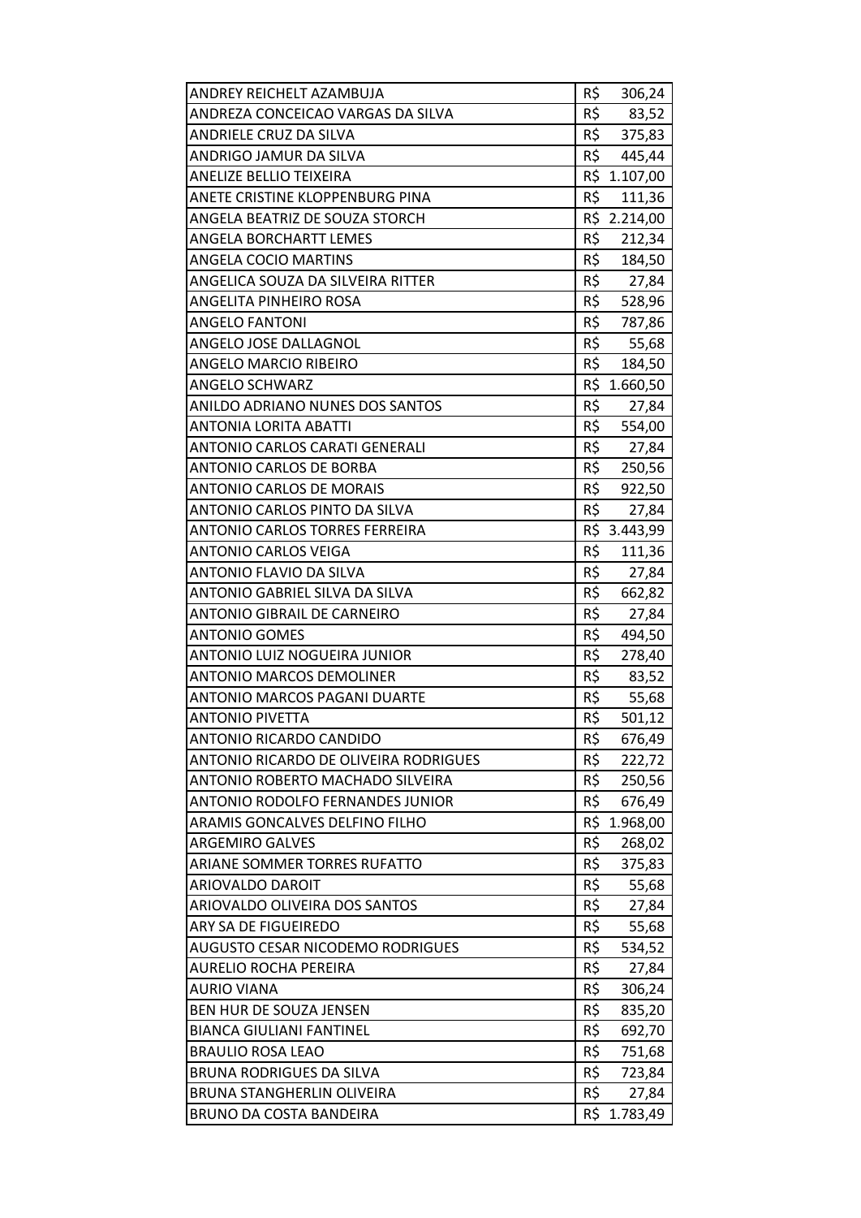| | |
|---|---|
| ANDREY REICHELT AZAMBUJA | R$ 306,24 |
| ANDREZA CONCEICAO VARGAS DA SILVA | R$ 83,52 |
| ANDRIELE CRUZ DA SILVA | R$ 375,83 |
| ANDRIGO JAMUR DA SILVA | R$ 445,44 |
| ANELIZE BELLIO TEIXEIRA | R$ 1.107,00 |
| ANETE CRISTINE KLOPPENBURG PINA | R$ 111,36 |
| ANGELA BEATRIZ DE SOUZA STORCH | R$ 2.214,00 |
| ANGELA BORCHARTT LEMES | R$ 212,34 |
| ANGELA COCIO MARTINS | R$ 184,50 |
| ANGELICA SOUZA DA SILVEIRA RITTER | R$ 27,84 |
| ANGELITA PINHEIRO ROSA | R$ 528,96 |
| ANGELO FANTONI | R$ 787,86 |
| ANGELO JOSE DALLAGNOL | R$ 55,68 |
| ANGELO MARCIO RIBEIRO | R$ 184,50 |
| ANGELO SCHWARZ | R$ 1.660,50 |
| ANILDO ADRIANO NUNES DOS SANTOS | R$ 27,84 |
| ANTONIA LORITA ABATTI | R$ 554,00 |
| ANTONIO CARLOS CARATI GENERALI | R$ 27,84 |
| ANTONIO CARLOS DE BORBA | R$ 250,56 |
| ANTONIO CARLOS DE MORAIS | R$ 922,50 |
| ANTONIO CARLOS PINTO DA SILVA | R$ 27,84 |
| ANTONIO CARLOS TORRES FERREIRA | R$ 3.443,99 |
| ANTONIO CARLOS VEIGA | R$ 111,36 |
| ANTONIO FLAVIO DA SILVA | R$ 27,84 |
| ANTONIO GABRIEL SILVA DA SILVA | R$ 662,82 |
| ANTONIO GIBRAIL DE CARNEIRO | R$ 27,84 |
| ANTONIO GOMES | R$ 494,50 |
| ANTONIO LUIZ NOGUEIRA JUNIOR | R$ 278,40 |
| ANTONIO MARCOS DEMOLINER | R$ 83,52 |
| ANTONIO MARCOS PAGANI DUARTE | R$ 55,68 |
| ANTONIO PIVETTA | R$ 501,12 |
| ANTONIO RICARDO CANDIDO | R$ 676,49 |
| ANTONIO RICARDO DE OLIVEIRA RODRIGUES | R$ 222,72 |
| ANTONIO ROBERTO MACHADO SILVEIRA | R$ 250,56 |
| ANTONIO RODOLFO FERNANDES JUNIOR | R$ 676,49 |
| ARAMIS GONCALVES DELFINO FILHO | R$ 1.968,00 |
| ARGEMIRO GALVES | R$ 268,02 |
| ARIANE SOMMER TORRES RUFATTO | R$ 375,83 |
| ARIOVALDO DAROIT | R$ 55,68 |
| ARIOVALDO OLIVEIRA DOS SANTOS | R$ 27,84 |
| ARY SA DE FIGUEIREDO | R$ 55,68 |
| AUGUSTO CESAR NICODEMO RODRIGUES | R$ 534,52 |
| AURELIO ROCHA PEREIRA | R$ 27,84 |
| AURIO VIANA | R$ 306,24 |
| BEN HUR DE SOUZA JENSEN | R$ 835,20 |
| BIANCA GIULIANI FANTINEL | R$ 692,70 |
| BRAULIO ROSA LEAO | R$ 751,68 |
| BRUNA RODRIGUES DA SILVA | R$ 723,84 |
| BRUNA STANGHERLIN OLIVEIRA | R$ 27,84 |
| BRUNO DA COSTA BANDEIRA | R$ 1.783,49 |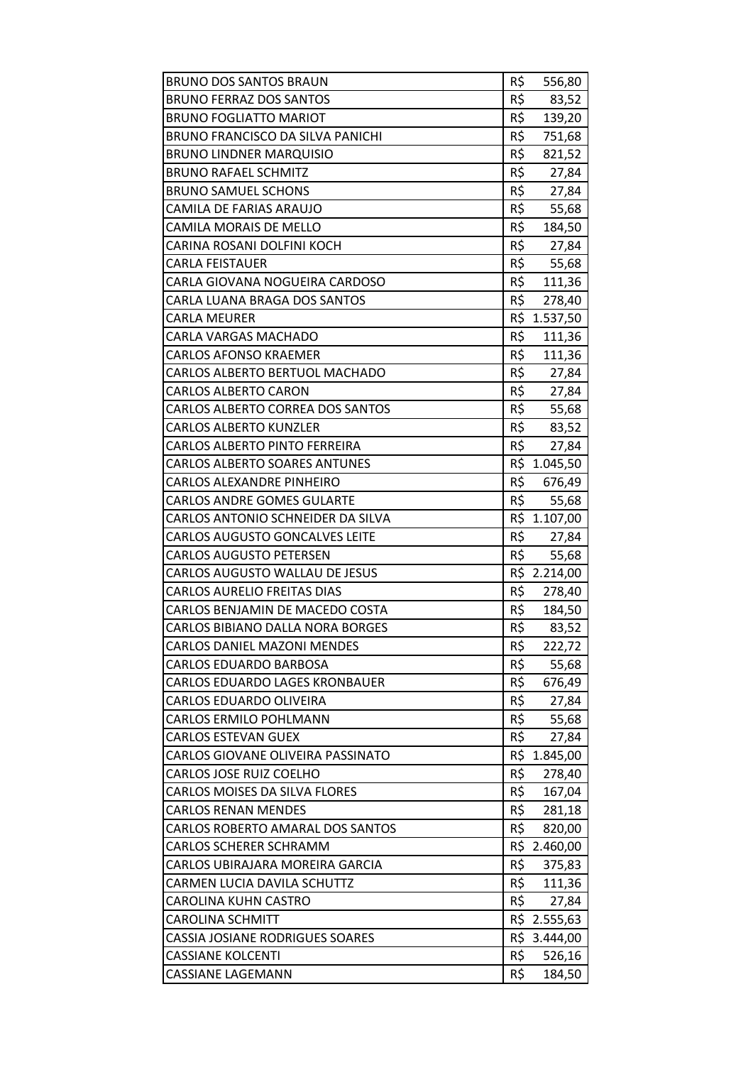| | |
|---|---|
| BRUNO DOS SANTOS BRAUN | R$ 556,80 |
| BRUNO FERRAZ DOS SANTOS | R$ 83,52 |
| BRUNO FOGLIATTO MARIOT | R$ 139,20 |
| BRUNO FRANCISCO DA SILVA PANICHI | R$ 751,68 |
| BRUNO LINDNER MARQUISIO | R$ 821,52 |
| BRUNO RAFAEL SCHMITZ | R$ 27,84 |
| BRUNO SAMUEL SCHONS | R$ 27,84 |
| CAMILA DE FARIAS ARAUJO | R$ 55,68 |
| CAMILA MORAIS DE MELLO | R$ 184,50 |
| CARINA ROSANI DOLFINI KOCH | R$ 27,84 |
| CARLA FEISTAUER | R$ 55,68 |
| CARLA GIOVANA NOGUEIRA CARDOSO | R$ 111,36 |
| CARLA LUANA BRAGA DOS SANTOS | R$ 278,40 |
| CARLA MEURER | R$ 1.537,50 |
| CARLA VARGAS MACHADO | R$ 111,36 |
| CARLOS AFONSO KRAEMER | R$ 111,36 |
| CARLOS ALBERTO BERTUOL MACHADO | R$ 27,84 |
| CARLOS ALBERTO CARON | R$ 27,84 |
| CARLOS ALBERTO CORREA DOS SANTOS | R$ 55,68 |
| CARLOS ALBERTO KUNZLER | R$ 83,52 |
| CARLOS ALBERTO PINTO FERREIRA | R$ 27,84 |
| CARLOS ALBERTO SOARES ANTUNES | R$ 1.045,50 |
| CARLOS ALEXANDRE PINHEIRO | R$ 676,49 |
| CARLOS ANDRE GOMES GULARTE | R$ 55,68 |
| CARLOS ANTONIO SCHNEIDER DA SILVA | R$ 1.107,00 |
| CARLOS AUGUSTO GONCALVES LEITE | R$ 27,84 |
| CARLOS AUGUSTO PETERSEN | R$ 55,68 |
| CARLOS AUGUSTO WALLAU DE JESUS | R$ 2.214,00 |
| CARLOS AURELIO FREITAS DIAS | R$ 278,40 |
| CARLOS BENJAMIN DE MACEDO COSTA | R$ 184,50 |
| CARLOS BIBIANO DALLA NORA BORGES | R$ 83,52 |
| CARLOS DANIEL MAZONI MENDES | R$ 222,72 |
| CARLOS EDUARDO BARBOSA | R$ 55,68 |
| CARLOS EDUARDO LAGES KRONBAUER | R$ 676,49 |
| CARLOS EDUARDO OLIVEIRA | R$ 27,84 |
| CARLOS ERMILO POHLMANN | R$ 55,68 |
| CARLOS ESTEVAN GUEX | R$ 27,84 |
| CARLOS GIOVANE OLIVEIRA PASSINATO | R$ 1.845,00 |
| CARLOS JOSE RUIZ COELHO | R$ 278,40 |
| CARLOS MOISES DA SILVA FLORES | R$ 167,04 |
| CARLOS RENAN MENDES | R$ 281,18 |
| CARLOS ROBERTO AMARAL DOS SANTOS | R$ 820,00 |
| CARLOS SCHERER SCHRAMM | R$ 2.460,00 |
| CARLOS UBIRAJARA MOREIRA GARCIA | R$ 375,83 |
| CARMEN LUCIA DAVILA SCHUTTZ | R$ 111,36 |
| CAROLINA KUHN CASTRO | R$ 27,84 |
| CAROLINA SCHMITT | R$ 2.555,63 |
| CASSIA JOSIANE RODRIGUES SOARES | R$ 3.444,00 |
| CASSIANE KOLCENTI | R$ 526,16 |
| CASSIANE LAGEMANN | R$ 184,50 |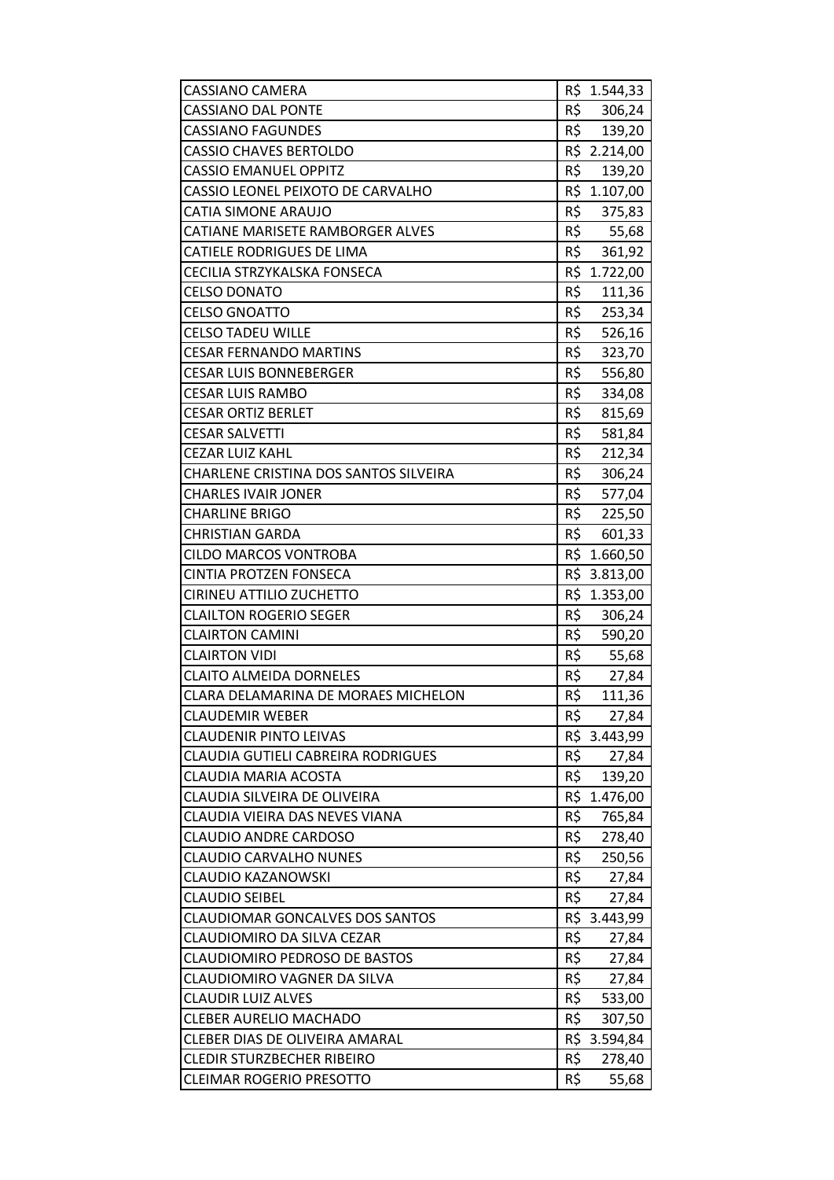| | |
|---|---|
| CASSIANO CAMERA | R$ 1.544,33 |
| CASSIANO DAL PONTE | R$ 306,24 |
| CASSIANO FAGUNDES | R$ 139,20 |
| CASSIO CHAVES BERTOLDO | R$ 2.214,00 |
| CASSIO EMANUEL OPPITZ | R$ 139,20 |
| CASSIO LEONEL PEIXOTO DE CARVALHO | R$ 1.107,00 |
| CATIA SIMONE ARAUJO | R$ 375,83 |
| CATIANE MARISETE RAMBORGER ALVES | R$ 55,68 |
| CATIELE RODRIGUES DE LIMA | R$ 361,92 |
| CECILIA STRZYKALSKA FONSECA | R$ 1.722,00 |
| CELSO DONATO | R$ 111,36 |
| CELSO GNOATTO | R$ 253,34 |
| CELSO TADEU WILLE | R$ 526,16 |
| CESAR FERNANDO MARTINS | R$ 323,70 |
| CESAR LUIS BONNEBERGER | R$ 556,80 |
| CESAR LUIS RAMBO | R$ 334,08 |
| CESAR ORTIZ BERLET | R$ 815,69 |
| CESAR SALVETTI | R$ 581,84 |
| CEZAR LUIZ KAHL | R$ 212,34 |
| CHARLENE CRISTINA DOS SANTOS SILVEIRA | R$ 306,24 |
| CHARLES IVAIR JONER | R$ 577,04 |
| CHARLINE BRIGO | R$ 225,50 |
| CHRISTIAN GARDA | R$ 601,33 |
| CILDO MARCOS VONTROBA | R$ 1.660,50 |
| CINTIA PROTZEN FONSECA | R$ 3.813,00 |
| CIRINEU ATTILIO ZUCHETTO | R$ 1.353,00 |
| CLAILTON ROGERIO SEGER | R$ 306,24 |
| CLAIRTON CAMINI | R$ 590,20 |
| CLAIRTON VIDI | R$ 55,68 |
| CLAITO ALMEIDA DORNELES | R$ 27,84 |
| CLARA DELAMARINA DE MORAES MICHELON | R$ 111,36 |
| CLAUDEMIR WEBER | R$ 27,84 |
| CLAUDENIR PINTO LEIVAS | R$ 3.443,99 |
| CLAUDIA GUTIELI CABREIRA RODRIGUES | R$ 27,84 |
| CLAUDIA MARIA ACOSTA | R$ 139,20 |
| CLAUDIA SILVEIRA DE OLIVEIRA | R$ 1.476,00 |
| CLAUDIA VIEIRA DAS NEVES VIANA | R$ 765,84 |
| CLAUDIO ANDRE CARDOSO | R$ 278,40 |
| CLAUDIO CARVALHO NUNES | R$ 250,56 |
| CLAUDIO KAZANOWSKI | R$ 27,84 |
| CLAUDIO SEIBEL | R$ 27,84 |
| CLAUDIOMAR GONCALVES DOS SANTOS | R$ 3.443,99 |
| CLAUDIOMIRO DA SILVA CEZAR | R$ 27,84 |
| CLAUDIOMIRO PEDROSO DE BASTOS | R$ 27,84 |
| CLAUDIOMIRO VAGNER DA SILVA | R$ 27,84 |
| CLAUDIR LUIZ ALVES | R$ 533,00 |
| CLEBER AURELIO MACHADO | R$ 307,50 |
| CLEBER DIAS DE OLIVEIRA AMARAL | R$ 3.594,84 |
| CLEDIR STURZBECHER RIBEIRO | R$ 278,40 |
| CLEIMAR ROGERIO PRESOTTO | R$ 55,68 |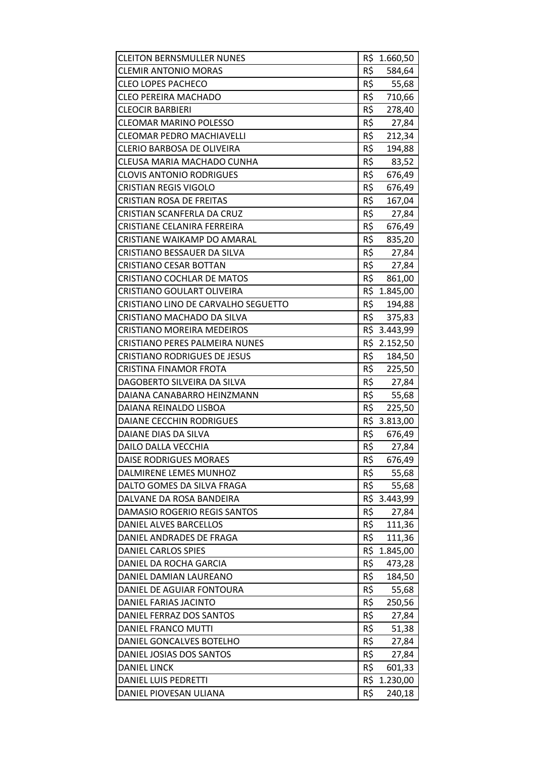| | |
|---|---|
| CLEITON BERNSMULLER NUNES | R$ 1.660,50 |
| CLEMIR ANTONIO MORAS | R$ 584,64 |
| CLEO LOPES PACHECO | R$ 55,68 |
| CLEO PEREIRA MACHADO | R$ 710,66 |
| CLEOCIR BARBIERI | R$ 278,40 |
| CLEOMAR MARINO POLESSO | R$ 27,84 |
| CLEOMAR PEDRO MACHIAVELLI | R$ 212,34 |
| CLERIO BARBOSA DE OLIVEIRA | R$ 194,88 |
| CLEUSA MARIA MACHADO CUNHA | R$ 83,52 |
| CLOVIS ANTONIO RODRIGUES | R$ 676,49 |
| CRISTIAN REGIS VIGOLO | R$ 676,49 |
| CRISTIAN ROSA DE FREITAS | R$ 167,04 |
| CRISTIAN SCANFERLA DA CRUZ | R$ 27,84 |
| CRISTIANE CELANIRA FERREIRA | R$ 676,49 |
| CRISTIANE WAIKAMP DO AMARAL | R$ 835,20 |
| CRISTIANO BESSAUER DA SILVA | R$ 27,84 |
| CRISTIANO CESAR BOTTAN | R$ 27,84 |
| CRISTIANO COCHLAR DE MATOS | R$ 861,00 |
| CRISTIANO GOULART OLIVEIRA | R$ 1.845,00 |
| CRISTIANO LINO DE CARVALHO SEGUETTO | R$ 194,88 |
| CRISTIANO MACHADO DA SILVA | R$ 375,83 |
| CRISTIANO MOREIRA MEDEIROS | R$ 3.443,99 |
| CRISTIANO PERES PALMEIRA NUNES | R$ 2.152,50 |
| CRISTIANO RODRIGUES DE JESUS | R$ 184,50 |
| CRISTINA FINAMOR FROTA | R$ 225,50 |
| DAGOBERTO SILVEIRA DA SILVA | R$ 27,84 |
| DAIANA CANABARRO HEINZMANN | R$ 55,68 |
| DAIANA REINALDO LISBOA | R$ 225,50 |
| DAIANE CECCHIN RODRIGUES | R$ 3.813,00 |
| DAIANE DIAS DA SILVA | R$ 676,49 |
| DAILO DALLA VECCHIA | R$ 27,84 |
| DAISE RODRIGUES MORAES | R$ 676,49 |
| DALMIRENE LEMES MUNHOZ | R$ 55,68 |
| DALTO GOMES DA SILVA FRAGA | R$ 55,68 |
| DALVANE DA ROSA BANDEIRA | R$ 3.443,99 |
| DAMASIO ROGERIO REGIS SANTOS | R$ 27,84 |
| DANIEL ALVES BARCELLOS | R$ 111,36 |
| DANIEL ANDRADES DE FRAGA | R$ 111,36 |
| DANIEL CARLOS SPIES | R$ 1.845,00 |
| DANIEL DA ROCHA GARCIA | R$ 473,28 |
| DANIEL DAMIAN LAUREANO | R$ 184,50 |
| DANIEL DE AGUIAR FONTOURA | R$ 55,68 |
| DANIEL FARIAS JACINTO | R$ 250,56 |
| DANIEL FERRAZ DOS SANTOS | R$ 27,84 |
| DANIEL FRANCO MUTTI | R$ 51,38 |
| DANIEL GONCALVES BOTELHO | R$ 27,84 |
| DANIEL JOSIAS DOS SANTOS | R$ 27,84 |
| DANIEL LINCK | R$ 601,33 |
| DANIEL LUIS PEDRETTI | R$ 1.230,00 |
| DANIEL PIOVESAN ULIANA | R$ 240,18 |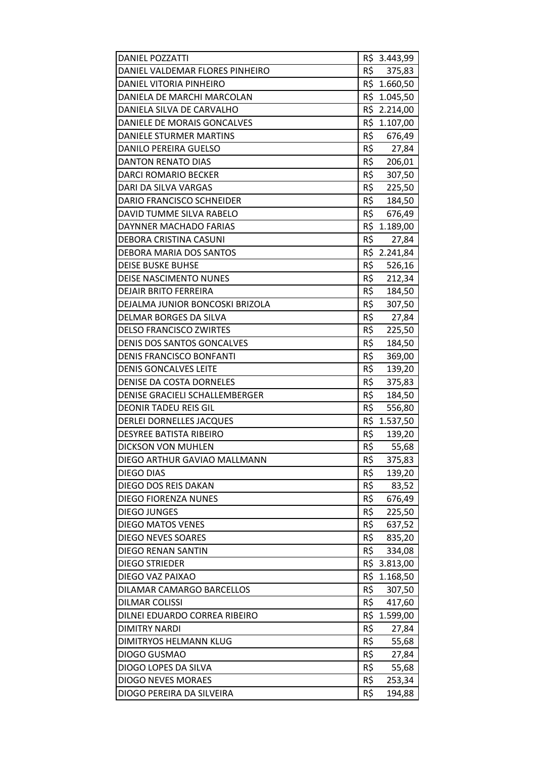| | |
|---|---|
| DANIEL POZZATTI | R$ 3.443,99 |
| DANIEL VALDEMAR FLORES PINHEIRO | R$ 375,83 |
| DANIEL VITORIA PINHEIRO | R$ 1.660,50 |
| DANIELA DE MARCHI MARCOLAN | R$ 1.045,50 |
| DANIELA SILVA DE CARVALHO | R$ 2.214,00 |
| DANIELE DE MORAIS GONCALVES | R$ 1.107,00 |
| DANIELE STURMER MARTINS | R$ 676,49 |
| DANILO PEREIRA GUELSO | R$ 27,84 |
| DANTON RENATO DIAS | R$ 206,01 |
| DARCI ROMARIO BECKER | R$ 307,50 |
| DARI DA SILVA VARGAS | R$ 225,50 |
| DARIO FRANCISCO SCHNEIDER | R$ 184,50 |
| DAVID TUMME SILVA RABELO | R$ 676,49 |
| DAYNNER MACHADO FARIAS | R$ 1.189,00 |
| DEBORA CRISTINA CASUNI | R$ 27,84 |
| DEBORA MARIA DOS SANTOS | R$ 2.241,84 |
| DEISE BUSKE BUHSE | R$ 526,16 |
| DEISE NASCIMENTO NUNES | R$ 212,34 |
| DEJAIR BRITO FERREIRA | R$ 184,50 |
| DEJALMA JUNIOR BONCOSKI BRIZOLA | R$ 307,50 |
| DELMAR BORGES DA SILVA | R$ 27,84 |
| DELSO FRANCISCO ZWIRTES | R$ 225,50 |
| DENIS DOS SANTOS GONCALVES | R$ 184,50 |
| DENIS FRANCISCO BONFANTI | R$ 369,00 |
| DENIS GONCALVES LEITE | R$ 139,20 |
| DENISE DA COSTA DORNELES | R$ 375,83 |
| DENISE GRACIELI SCHALLEMBERGER | R$ 184,50 |
| DEONIR TADEU REIS GIL | R$ 556,80 |
| DERLEI DORNELLES JACQUES | R$ 1.537,50 |
| DESYREE BATISTA RIBEIRO | R$ 139,20 |
| DICKSON VON MUHLEN | R$ 55,68 |
| DIEGO ARTHUR GAVIAO MALLMANN | R$ 375,83 |
| DIEGO DIAS | R$ 139,20 |
| DIEGO DOS REIS DAKAN | R$ 83,52 |
| DIEGO FIORENZA NUNES | R$ 676,49 |
| DIEGO JUNGES | R$ 225,50 |
| DIEGO MATOS VENES | R$ 637,52 |
| DIEGO NEVES SOARES | R$ 835,20 |
| DIEGO RENAN SANTIN | R$ 334,08 |
| DIEGO STRIEDER | R$ 3.813,00 |
| DIEGO VAZ PAIXAO | R$ 1.168,50 |
| DILAMAR CAMARGO BARCELLOS | R$ 307,50 |
| DILMAR COLISSI | R$ 417,60 |
| DILNEI EDUARDO CORREA RIBEIRO | R$ 1.599,00 |
| DIMITRY NARDI | R$ 27,84 |
| DIMITRYOS HELMANN KLUG | R$ 55,68 |
| DIOGO GUSMAO | R$ 27,84 |
| DIOGO LOPES DA SILVA | R$ 55,68 |
| DIOGO NEVES MORAES | R$ 253,34 |
| DIOGO PEREIRA DA SILVEIRA | R$ 194,88 |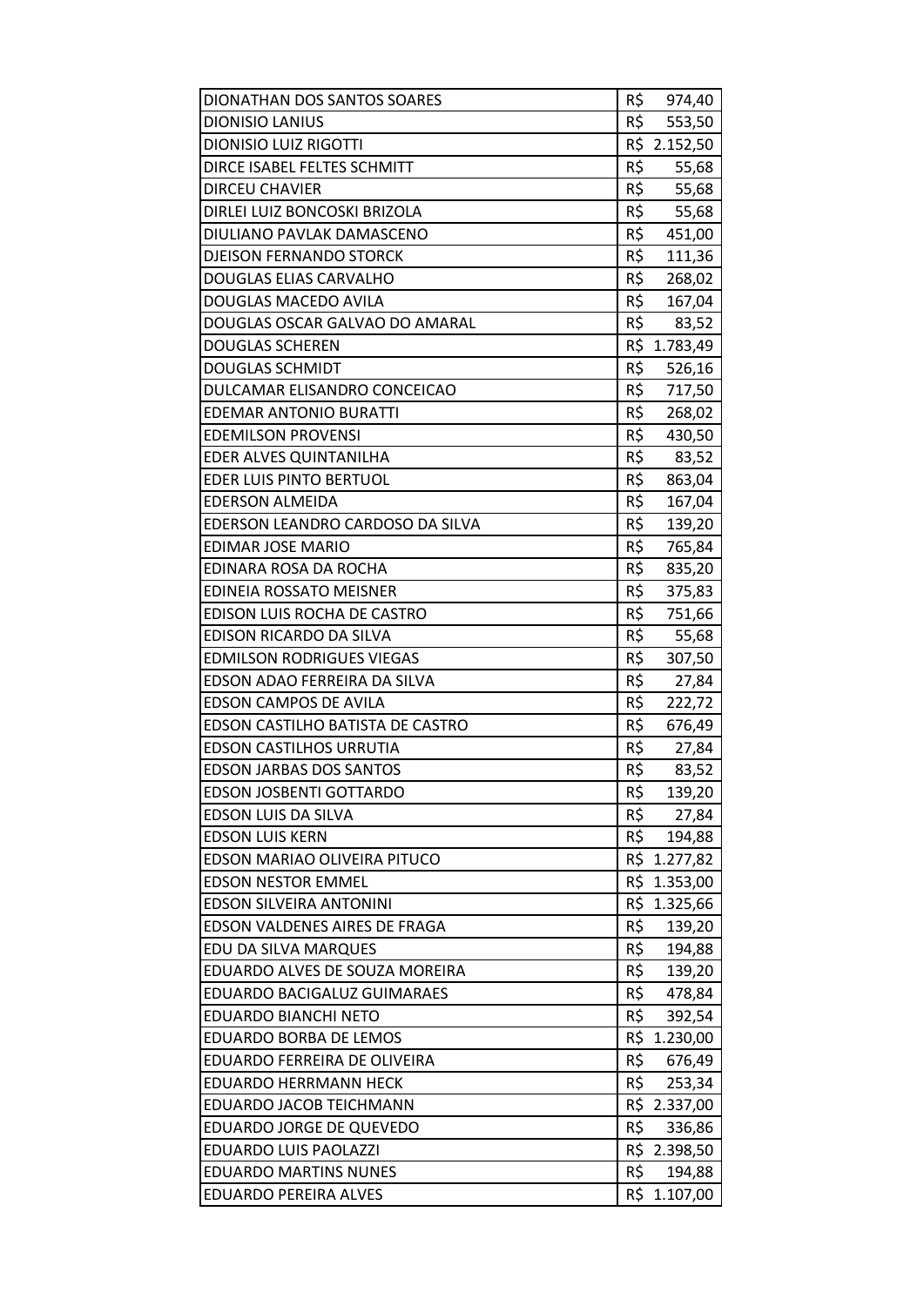| | |
|---|---|
| DIONATHAN DOS SANTOS SOARES | R$ 974,40 |
| DIONISIO LANIUS | R$ 553,50 |
| DIONISIO LUIZ RIGOTTI | R$ 2.152,50 |
| DIRCE ISABEL FELTES SCHMITT | R$ 55,68 |
| DIRCEU CHAVIER | R$ 55,68 |
| DIRLEI LUIZ BONCOSKI BRIZOLA | R$ 55,68 |
| DIULIANO PAVLAK DAMASCENO | R$ 451,00 |
| DJEISON FERNANDO STORCK | R$ 111,36 |
| DOUGLAS ELIAS CARVALHO | R$ 268,02 |
| DOUGLAS MACEDO AVILA | R$ 167,04 |
| DOUGLAS OSCAR GALVAO DO AMARAL | R$ 83,52 |
| DOUGLAS SCHEREN | R$ 1.783,49 |
| DOUGLAS SCHMIDT | R$ 526,16 |
| DULCAMAR ELISANDRO CONCEICAO | R$ 717,50 |
| EDEMAR ANTONIO BURATTI | R$ 268,02 |
| EDEMILSON PROVENSI | R$ 430,50 |
| EDER ALVES QUINTANILHA | R$ 83,52 |
| EDER LUIS PINTO BERTUOL | R$ 863,04 |
| EDERSON ALMEIDA | R$ 167,04 |
| EDERSON LEANDRO CARDOSO DA SILVA | R$ 139,20 |
| EDIMAR JOSE MARIO | R$ 765,84 |
| EDINARA ROSA DA ROCHA | R$ 835,20 |
| EDINEIA ROSSATO MEISNER | R$ 375,83 |
| EDISON LUIS ROCHA DE CASTRO | R$ 751,66 |
| EDISON RICARDO DA SILVA | R$ 55,68 |
| EDMILSON RODRIGUES VIEGAS | R$ 307,50 |
| EDSON ADAO FERREIRA DA SILVA | R$ 27,84 |
| EDSON CAMPOS DE AVILA | R$ 222,72 |
| EDSON CASTILHO BATISTA DE CASTRO | R$ 676,49 |
| EDSON CASTILHOS URRUTIA | R$ 27,84 |
| EDSON JARBAS DOS SANTOS | R$ 83,52 |
| EDSON JOSBENTI GOTTARDO | R$ 139,20 |
| EDSON LUIS DA SILVA | R$ 27,84 |
| EDSON LUIS KERN | R$ 194,88 |
| EDSON MARIAO OLIVEIRA PITUCO | R$ 1.277,82 |
| EDSON NESTOR EMMEL | R$ 1.353,00 |
| EDSON SILVEIRA ANTONINI | R$ 1.325,66 |
| EDSON VALDENES AIRES DE FRAGA | R$ 139,20 |
| EDU DA SILVA MARQUES | R$ 194,88 |
| EDUARDO ALVES DE SOUZA MOREIRA | R$ 139,20 |
| EDUARDO BACIGALUZ GUIMARAES | R$ 478,84 |
| EDUARDO BIANCHI NETO | R$ 392,54 |
| EDUARDO BORBA DE LEMOS | R$ 1.230,00 |
| EDUARDO FERREIRA DE OLIVEIRA | R$ 676,49 |
| EDUARDO HERRMANN HECK | R$ 253,34 |
| EDUARDO JACOB TEICHMANN | R$ 2.337,00 |
| EDUARDO JORGE DE QUEVEDO | R$ 336,86 |
| EDUARDO LUIS PAOLAZZI | R$ 2.398,50 |
| EDUARDO MARTINS NUNES | R$ 194,88 |
| EDUARDO PEREIRA ALVES | R$ 1.107,00 |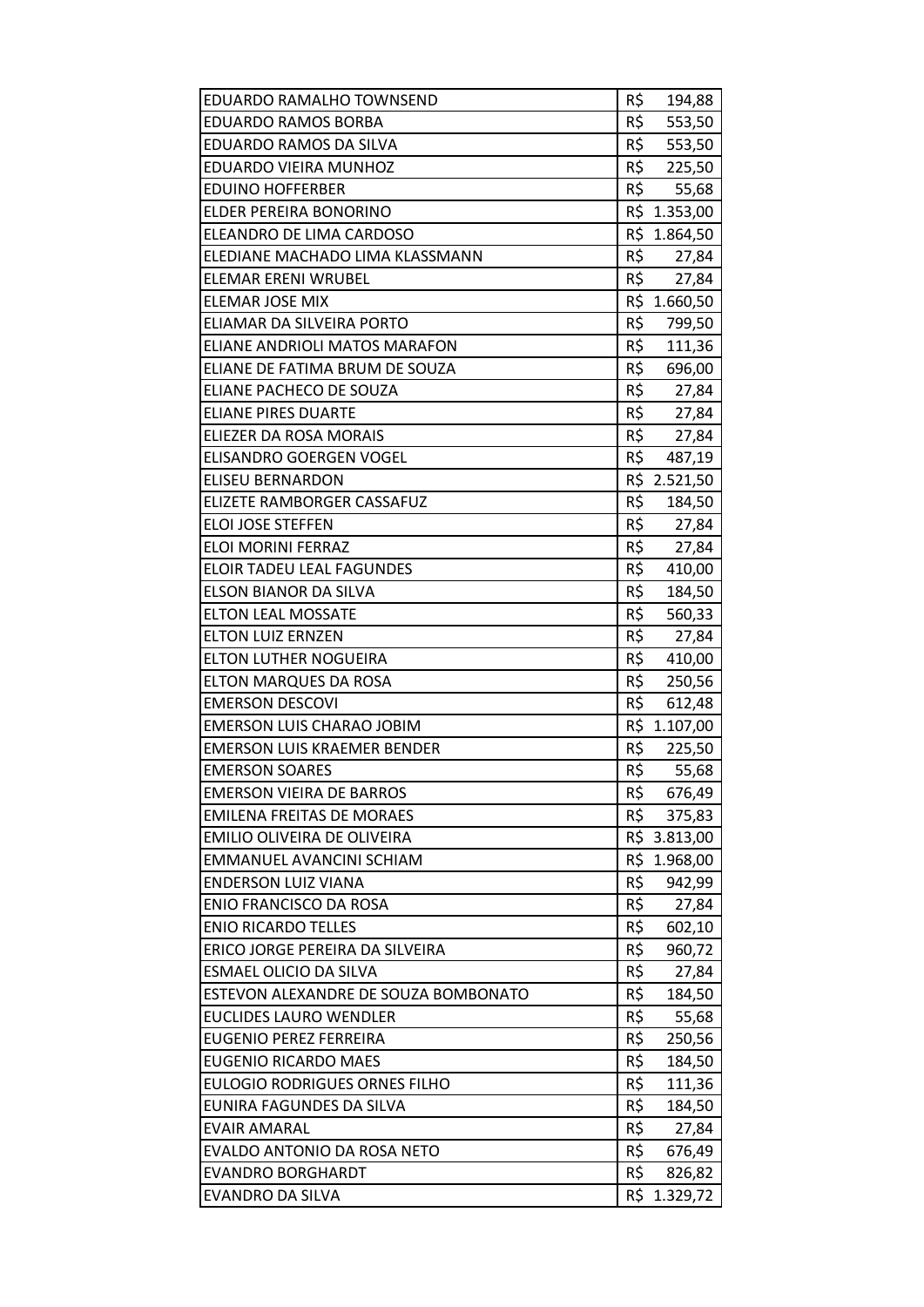| | |
|---|---|
| EDUARDO RAMALHO TOWNSEND | R$ 194,88 |
| EDUARDO RAMOS BORBA | R$ 553,50 |
| EDUARDO RAMOS DA SILVA | R$ 553,50 |
| EDUARDO VIEIRA MUNHOZ | R$ 225,50 |
| EDUINO HOFFERBER | R$ 55,68 |
| ELDER PEREIRA BONORINO | R$ 1.353,00 |
| ELEANDRO DE LIMA CARDOSO | R$ 1.864,50 |
| ELEDIANE MACHADO LIMA KLASSMANN | R$ 27,84 |
| ELEMAR ERENI WRUBEL | R$ 27,84 |
| ELEMAR JOSE MIX | R$ 1.660,50 |
| ELIAMAR DA SILVEIRA PORTO | R$ 799,50 |
| ELIANE ANDRIOLI MATOS MARAFON | R$ 111,36 |
| ELIANE DE FATIMA BRUM DE SOUZA | R$ 696,00 |
| ELIANE PACHECO DE SOUZA | R$ 27,84 |
| ELIANE PIRES DUARTE | R$ 27,84 |
| ELIEZER DA ROSA MORAIS | R$ 27,84 |
| ELISANDRO GOERGEN VOGEL | R$ 487,19 |
| ELISEU BERNARDON | R$ 2.521,50 |
| ELIZETE RAMBORGER CASSAFUZ | R$ 184,50 |
| ELOI JOSE STEFFEN | R$ 27,84 |
| ELOI MORINI FERRAZ | R$ 27,84 |
| ELOIR TADEU LEAL FAGUNDES | R$ 410,00 |
| ELSON BIANOR DA SILVA | R$ 184,50 |
| ELTON LEAL MOSSATE | R$ 560,33 |
| ELTON LUIZ ERNZEN | R$ 27,84 |
| ELTON LUTHER NOGUEIRA | R$ 410,00 |
| ELTON MARQUES DA ROSA | R$ 250,56 |
| EMERSON DESCOVI | R$ 612,48 |
| EMERSON LUIS CHARAO JOBIM | R$ 1.107,00 |
| EMERSON LUIS KRAEMER BENDER | R$ 225,50 |
| EMERSON SOARES | R$ 55,68 |
| EMERSON VIEIRA DE BARROS | R$ 676,49 |
| EMILENA FREITAS DE MORAES | R$ 375,83 |
| EMILIO OLIVEIRA DE OLIVEIRA | R$ 3.813,00 |
| EMMANUEL AVANCINI SCHIAM | R$ 1.968,00 |
| ENDERSON LUIZ VIANA | R$ 942,99 |
| ENIO FRANCISCO DA ROSA | R$ 27,84 |
| ENIO RICARDO TELLES | R$ 602,10 |
| ERICO JORGE PEREIRA DA SILVEIRA | R$ 960,72 |
| ESMAEL OLICIO DA SILVA | R$ 27,84 |
| ESTEVON ALEXANDRE DE SOUZA BOMBONATO | R$ 184,50 |
| EUCLIDES LAURO WENDLER | R$ 55,68 |
| EUGENIO PEREZ FERREIRA | R$ 250,56 |
| EUGENIO RICARDO MAES | R$ 184,50 |
| EULOGIO RODRIGUES ORNES FILHO | R$ 111,36 |
| EUNIRA FAGUNDES DA SILVA | R$ 184,50 |
| EVAIR AMARAL | R$ 27,84 |
| EVALDO ANTONIO DA ROSA NETO | R$ 676,49 |
| EVANDRO BORGHARDT | R$ 826,82 |
| EVANDRO DA SILVA | R$ 1.329,72 |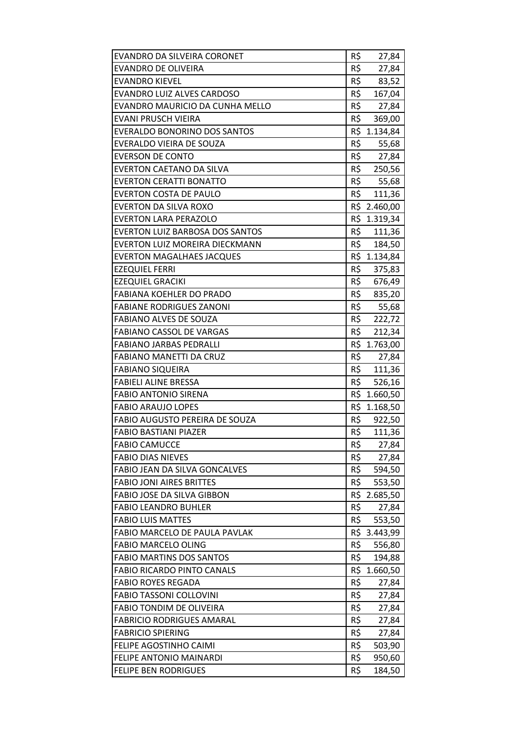| | |
|---|---|
| EVANDRO DA SILVEIRA CORONET | R$ 27,84 |
| EVANDRO DE OLIVEIRA | R$ 27,84 |
| EVANDRO KIEVEL | R$ 83,52 |
| EVANDRO LUIZ ALVES CARDOSO | R$ 167,04 |
| EVANDRO MAURICIO DA CUNHA MELLO | R$ 27,84 |
| EVANI PRUSCH VIEIRA | R$ 369,00 |
| EVERALDO BONORINO DOS SANTOS | R$ 1.134,84 |
| EVERALDO VIEIRA DE SOUZA | R$ 55,68 |
| EVERSON DE CONTO | R$ 27,84 |
| EVERTON CAETANO DA SILVA | R$ 250,56 |
| EVERTON CERATTI BONATTO | R$ 55,68 |
| EVERTON COSTA DE PAULO | R$ 111,36 |
| EVERTON DA SILVA ROXO | R$ 2.460,00 |
| EVERTON LARA PERAZOLO | R$ 1.319,34 |
| EVERTON LUIZ BARBOSA DOS SANTOS | R$ 111,36 |
| EVERTON LUIZ MOREIRA DIECKMANN | R$ 184,50 |
| EVERTON MAGALHAES JACQUES | R$ 1.134,84 |
| EZEQUIEL FERRI | R$ 375,83 |
| EZEQUIEL GRACIKI | R$ 676,49 |
| FABIANA KOEHLER DO PRADO | R$ 835,20 |
| FABIANE RODRIGUES ZANONI | R$ 55,68 |
| FABIANO ALVES DE SOUZA | R$ 222,72 |
| FABIANO CASSOL DE VARGAS | R$ 212,34 |
| FABIANO JARBAS PEDRALLI | R$ 1.763,00 |
| FABIANO MANETTI DA CRUZ | R$ 27,84 |
| FABIANO SIQUEIRA | R$ 111,36 |
| FABIELI ALINE BRESSA | R$ 526,16 |
| FABIO ANTONIO SIRENA | R$ 1.660,50 |
| FABIO ARAUJO LOPES | R$ 1.168,50 |
| FABIO AUGUSTO PEREIRA DE SOUZA | R$ 922,50 |
| FABIO BASTIANI PIAZER | R$ 111,36 |
| FABIO CAMUCCE | R$ 27,84 |
| FABIO DIAS NIEVES | R$ 27,84 |
| FABIO JEAN DA SILVA GONCALVES | R$ 594,50 |
| FABIO JONI AIRES BRITTES | R$ 553,50 |
| FABIO JOSE DA SILVA GIBBON | R$ 2.685,50 |
| FABIO LEANDRO BUHLER | R$ 27,84 |
| FABIO LUIS MATTES | R$ 553,50 |
| FABIO MARCELO DE PAULA PAVLAK | R$ 3.443,99 |
| FABIO MARCELO OLING | R$ 556,80 |
| FABIO MARTINS DOS SANTOS | R$ 194,88 |
| FABIO RICARDO PINTO CANALS | R$ 1.660,50 |
| FABIO ROYES REGADA | R$ 27,84 |
| FABIO TASSONI COLLOVINI | R$ 27,84 |
| FABIO TONDIM DE OLIVEIRA | R$ 27,84 |
| FABRICIO RODRIGUES AMARAL | R$ 27,84 |
| FABRICIO SPIERING | R$ 27,84 |
| FELIPE AGOSTINHO CAIMI | R$ 503,90 |
| FELIPE ANTONIO MAINARDI | R$ 950,60 |
| FELIPE BEN RODRIGUES | R$ 184,50 |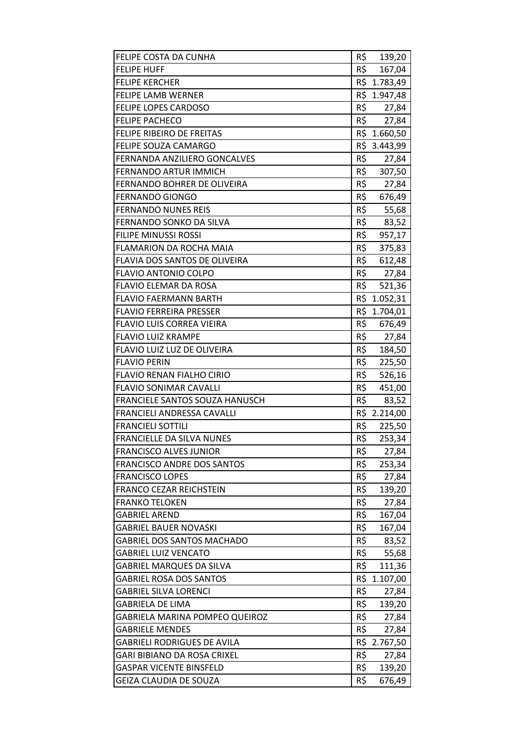| | |
|---|---|
| FELIPE COSTA DA CUNHA | R$ 139,20 |
| FELIPE HUFF | R$ 167,04 |
| FELIPE KERCHER | R$ 1.783,49 |
| FELIPE LAMB WERNER | R$ 1.947,48 |
| FELIPE LOPES CARDOSO | R$ 27,84 |
| FELIPE PACHECO | R$ 27,84 |
| FELIPE RIBEIRO DE FREITAS | R$ 1.660,50 |
| FELIPE SOUZA CAMARGO | R$ 3.443,99 |
| FERNANDA ANZILIERO GONCALVES | R$ 27,84 |
| FERNANDO ARTUR IMMICH | R$ 307,50 |
| FERNANDO BOHRER DE OLIVEIRA | R$ 27,84 |
| FERNANDO GIONGO | R$ 676,49 |
| FERNANDO NUNES REIS | R$ 55,68 |
| FERNANDO SONKO DA SILVA | R$ 83,52 |
| FILIPE MINUSSI ROSSI | R$ 957,17 |
| FLAMARION DA ROCHA MAIA | R$ 375,83 |
| FLAVIA DOS SANTOS DE OLIVEIRA | R$ 612,48 |
| FLAVIO ANTONIO COLPO | R$ 27,84 |
| FLAVIO ELEMAR DA ROSA | R$ 521,36 |
| FLAVIO FAERMANN BARTH | R$ 1.052,31 |
| FLAVIO FERREIRA PRESSER | R$ 1.704,01 |
| FLAVIO LUIS CORREA VIEIRA | R$ 676,49 |
| FLAVIO LUIZ KRAMPE | R$ 27,84 |
| FLAVIO LUIZ LUZ DE OLIVEIRA | R$ 184,50 |
| FLAVIO PERIN | R$ 225,50 |
| FLAVIO RENAN FIALHO CIRIO | R$ 526,16 |
| FLAVIO SONIMAR CAVALLI | R$ 451,00 |
| FRANCIELE SANTOS SOUZA HANUSCH | R$ 83,52 |
| FRANCIELI ANDRESSA CAVALLI | R$ 2.214,00 |
| FRANCIELI SOTTILI | R$ 225,50 |
| FRANCIELLE DA SILVA NUNES | R$ 253,34 |
| FRANCISCO ALVES JUNIOR | R$ 27,84 |
| FRANCISCO ANDRE DOS SANTOS | R$ 253,34 |
| FRANCISCO LOPES | R$ 27,84 |
| FRANCO CEZAR REICHSTEIN | R$ 139,20 |
| FRANKO TELOKEN | R$ 27,84 |
| GABRIEL AREND | R$ 167,04 |
| GABRIEL BAUER NOVASKI | R$ 167,04 |
| GABRIEL DOS SANTOS MACHADO | R$ 83,52 |
| GABRIEL LUIZ VENCATO | R$ 55,68 |
| GABRIEL MARQUES DA SILVA | R$ 111,36 |
| GABRIEL ROSA DOS SANTOS | R$ 1.107,00 |
| GABRIEL SILVA LORENCI | R$ 27,84 |
| GABRIELA DE LIMA | R$ 139,20 |
| GABRIELA MARINA POMPEO QUEIROZ | R$ 27,84 |
| GABRIELE MENDES | R$ 27,84 |
| GABRIELI RODRIGUES DE AVILA | R$ 2.767,50 |
| GARI BIBIANO DA ROSA CRIXEL | R$ 27,84 |
| GASPAR VICENTE BINSFELD | R$ 139,20 |
| GEIZA CLAUDIA DE SOUZA | R$ 676,49 |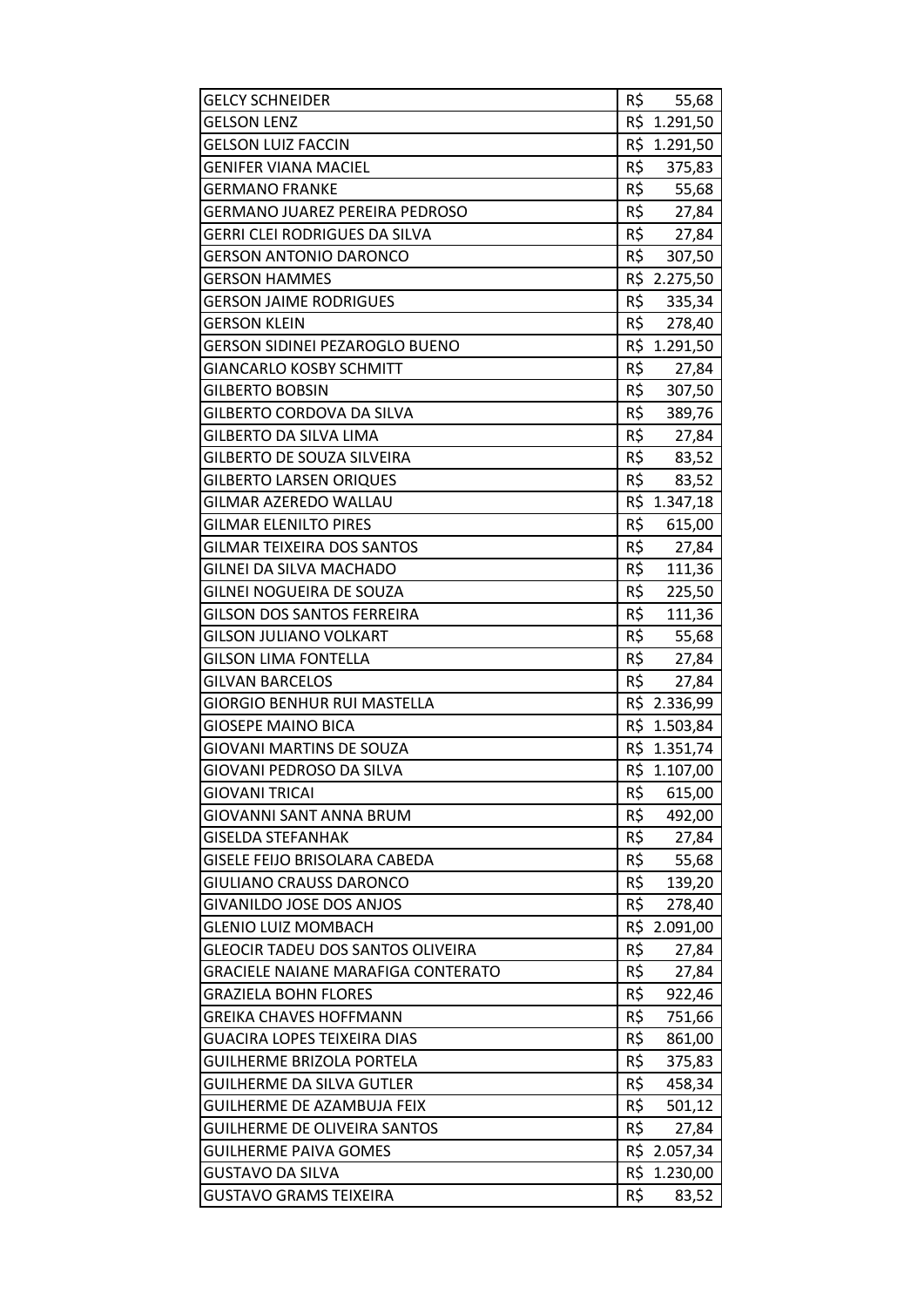| GELCY SCHNEIDER | R$ 55,68 |
|---|---|
| GELSON LENZ | R$ 1.291,50 |
| GELSON LUIZ FACCIN | R$ 1.291,50 |
| GENIFER VIANA MACIEL | R$ 375,83 |
| GERMANO FRANKE | R$ 55,68 |
| GERMANO JUAREZ PEREIRA PEDROSO | R$ 27,84 |
| GERRI CLEI RODRIGUES DA SILVA | R$ 27,84 |
| GERSON ANTONIO DARONCO | R$ 307,50 |
| GERSON HAMMES | R$ 2.275,50 |
| GERSON JAIME RODRIGUES | R$ 335,34 |
| GERSON KLEIN | R$ 278,40 |
| GERSON SIDINEI PEZAROGLO BUENO | R$ 1.291,50 |
| GIANCARLO KOSBY SCHMITT | R$ 27,84 |
| GILBERTO BOBSIN | R$ 307,50 |
| GILBERTO CORDOVA DA SILVA | R$ 389,76 |
| GILBERTO DA SILVA LIMA | R$ 27,84 |
| GILBERTO DE SOUZA SILVEIRA | R$ 83,52 |
| GILBERTO LARSEN ORIQUES | R$ 83,52 |
| GILMAR AZEREDO WALLAU | R$ 1.347,18 |
| GILMAR ELENILTO PIRES | R$ 615,00 |
| GILMAR TEIXEIRA DOS SANTOS | R$ 27,84 |
| GILNEI DA SILVA MACHADO | R$ 111,36 |
| GILNEI NOGUEIRA DE SOUZA | R$ 225,50 |
| GILSON DOS SANTOS FERREIRA | R$ 111,36 |
| GILSON JULIANO VOLKART | R$ 55,68 |
| GILSON LIMA FONTELLA | R$ 27,84 |
| GILVAN BARCELOS | R$ 27,84 |
| GIORGIO BENHUR RUI MASTELLA | R$ 2.336,99 |
| GIOSEPE MAINO BICA | R$ 1.503,84 |
| GIOVANI MARTINS DE SOUZA | R$ 1.351,74 |
| GIOVANI PEDROSO DA SILVA | R$ 1.107,00 |
| GIOVANI TRICAI | R$ 615,00 |
| GIOVANNI SANT ANNA BRUM | R$ 492,00 |
| GISELDA STEFANHAK | R$ 27,84 |
| GISELE FEIJO BRISOLARA CABEDA | R$ 55,68 |
| GIULIANO CRAUSS DARONCO | R$ 139,20 |
| GIVANILDO JOSE DOS ANJOS | R$ 278,40 |
| GLENIO LUIZ MOMBACH | R$ 2.091,00 |
| GLEOCIR TADEU DOS SANTOS OLIVEIRA | R$ 27,84 |
| GRACIELE NAIANE MARAFIGA CONTERATO | R$ 27,84 |
| GRAZIELA BOHN FLORES | R$ 922,46 |
| GREIKA CHAVES HOFFMANN | R$ 751,66 |
| GUACIRA LOPES TEIXEIRA DIAS | R$ 861,00 |
| GUILHERME BRIZOLA PORTELA | R$ 375,83 |
| GUILHERME DA SILVA GUTLER | R$ 458,34 |
| GUILHERME DE AZAMBUJA FEIX | R$ 501,12 |
| GUILHERME DE OLIVEIRA SANTOS | R$ 27,84 |
| GUILHERME PAIVA GOMES | R$ 2.057,34 |
| GUSTAVO DA SILVA | R$ 1.230,00 |
| GUSTAVO GRAMS TEIXEIRA | R$ 83,52 |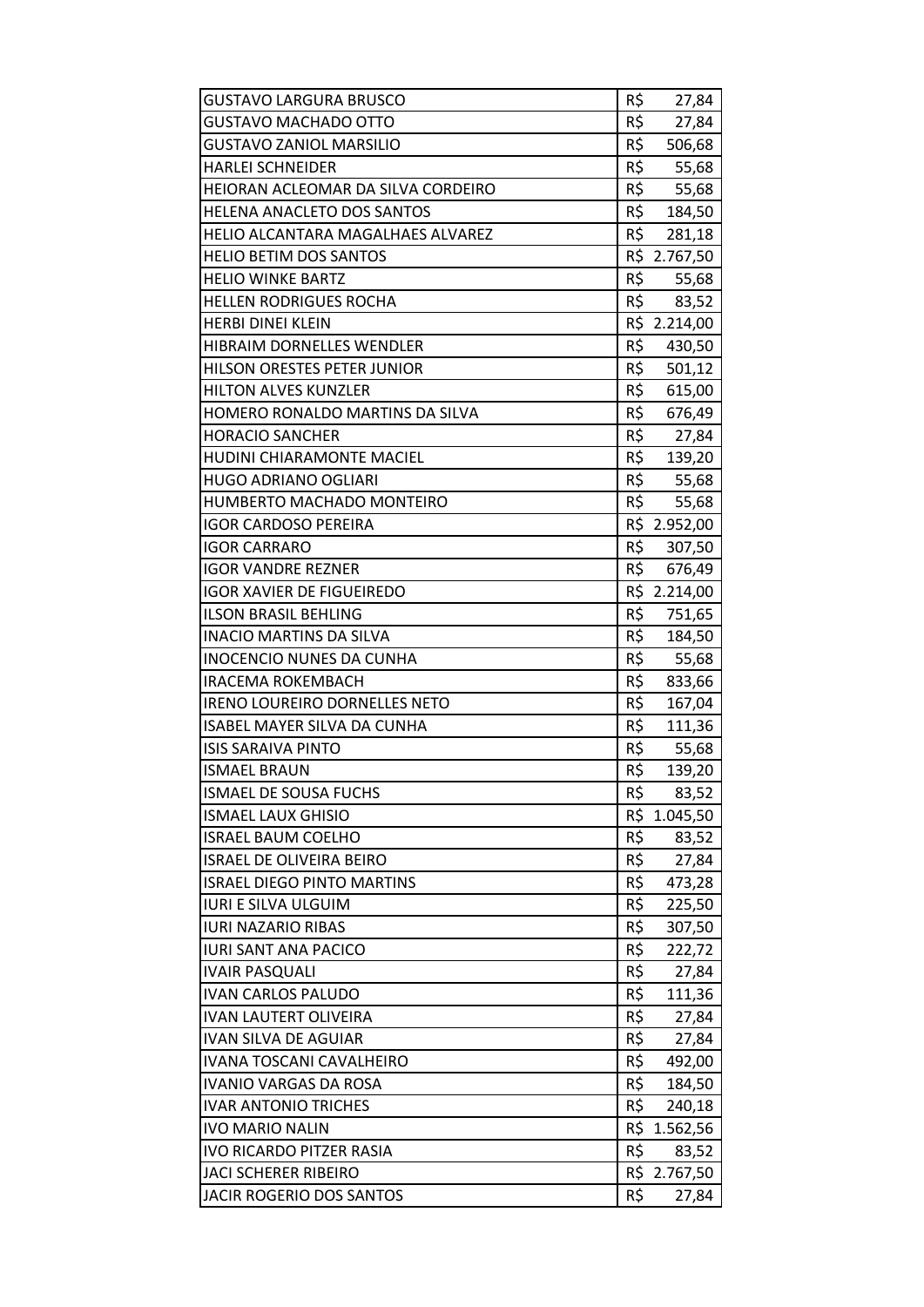| | |
|---|---|
| GUSTAVO LARGURA BRUSCO | R$ 27,84 |
| GUSTAVO MACHADO OTTO | R$ 27,84 |
| GUSTAVO ZANIOL MARSILIO | R$ 506,68 |
| HARLEI SCHNEIDER | R$ 55,68 |
| HEIORAN ACLEOMAR DA SILVA CORDEIRO | R$ 55,68 |
| HELENA ANACLETO DOS SANTOS | R$ 184,50 |
| HELIO ALCANTARA MAGALHAES ALVAREZ | R$ 281,18 |
| HELIO BETIM DOS SANTOS | R$ 2.767,50 |
| HELIO WINKE BARTZ | R$ 55,68 |
| HELLEN RODRIGUES ROCHA | R$ 83,52 |
| HERBI DINEI KLEIN | R$ 2.214,00 |
| HIBRAIM DORNELLES WENDLER | R$ 430,50 |
| HILSON ORESTES PETER JUNIOR | R$ 501,12 |
| HILTON ALVES KUNZLER | R$ 615,00 |
| HOMERO RONALDO MARTINS DA SILVA | R$ 676,49 |
| HORACIO SANCHER | R$ 27,84 |
| HUDINI CHIARAMONTE MACIEL | R$ 139,20 |
| HUGO ADRIANO OGLIARI | R$ 55,68 |
| HUMBERTO MACHADO MONTEIRO | R$ 55,68 |
| IGOR CARDOSO PEREIRA | R$ 2.952,00 |
| IGOR CARRARO | R$ 307,50 |
| IGOR VANDRE REZNER | R$ 676,49 |
| IGOR XAVIER DE FIGUEIREDO | R$ 2.214,00 |
| ILSON BRASIL BEHLING | R$ 751,65 |
| INACIO MARTINS DA SILVA | R$ 184,50 |
| INOCENCIO NUNES DA CUNHA | R$ 55,68 |
| IRACEMA ROKEMBACH | R$ 833,66 |
| IRENO LOUREIRO DORNELLES NETO | R$ 167,04 |
| ISABEL MAYER SILVA DA CUNHA | R$ 111,36 |
| ISIS SARAIVA PINTO | R$ 55,68 |
| ISMAEL BRAUN | R$ 139,20 |
| ISMAEL DE SOUSA FUCHS | R$ 83,52 |
| ISMAEL LAUX GHISIO | R$ 1.045,50 |
| ISRAEL BAUM COELHO | R$ 83,52 |
| ISRAEL DE OLIVEIRA BEIRO | R$ 27,84 |
| ISRAEL DIEGO PINTO MARTINS | R$ 473,28 |
| IURI E SILVA ULGUIM | R$ 225,50 |
| IURI NAZARIO RIBAS | R$ 307,50 |
| IURI SANT ANA PACICO | R$ 222,72 |
| IVAIR PASQUALI | R$ 27,84 |
| IVAN CARLOS PALUDO | R$ 111,36 |
| IVAN LAUTERT OLIVEIRA | R$ 27,84 |
| IVAN SILVA DE AGUIAR | R$ 27,84 |
| IVANA TOSCANI CAVALHEIRO | R$ 492,00 |
| IVANIO VARGAS DA ROSA | R$ 184,50 |
| IVAR ANTONIO TRICHES | R$ 240,18 |
| IVO MARIO NALIN | R$ 1.562,56 |
| IVO RICARDO PITZER RASIA | R$ 83,52 |
| JACI SCHERER RIBEIRO | R$ 2.767,50 |
| JACIR ROGERIO DOS SANTOS | R$ 27,84 |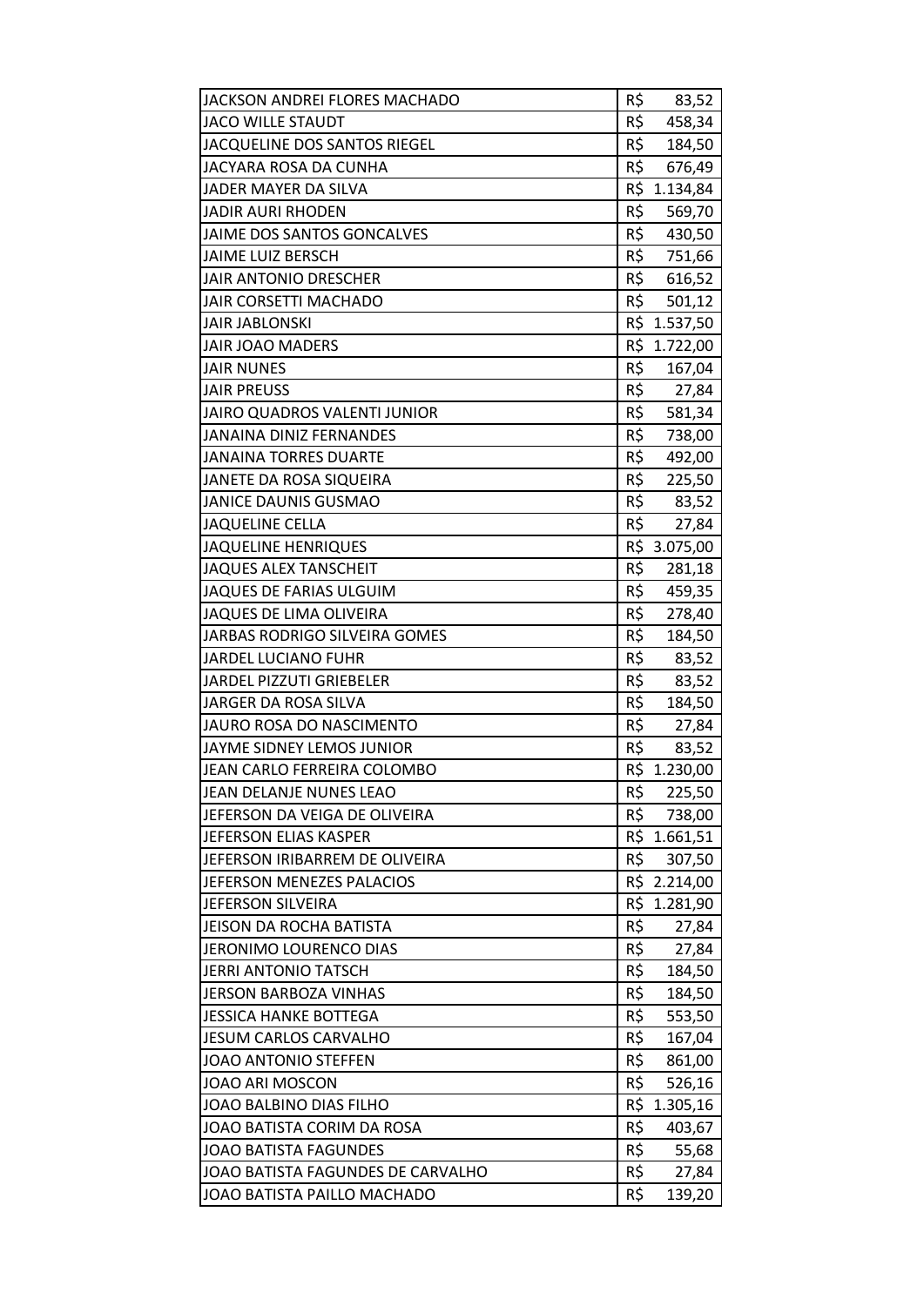| | |
|---|---|
| JACKSON ANDREI FLORES MACHADO | R$ 83,52 |
| JACO WILLE STAUDT | R$ 458,34 |
| JACQUELINE DOS SANTOS RIEGEL | R$ 184,50 |
| JACYARA ROSA DA CUNHA | R$ 676,49 |
| JADER MAYER DA SILVA | R$ 1.134,84 |
| JADIR AURI RHODEN | R$ 569,70 |
| JAIME DOS SANTOS GONCALVES | R$ 430,50 |
| JAIME LUIZ BERSCH | R$ 751,66 |
| JAIR ANTONIO DRESCHER | R$ 616,52 |
| JAIR CORSETTI MACHADO | R$ 501,12 |
| JAIR JABLONSKI | R$ 1.537,50 |
| JAIR JOAO MADERS | R$ 1.722,00 |
| JAIR NUNES | R$ 167,04 |
| JAIR PREUSS | R$ 27,84 |
| JAIRO QUADROS VALENTI JUNIOR | R$ 581,34 |
| JANAINA DINIZ FERNANDES | R$ 738,00 |
| JANAINA TORRES DUARTE | R$ 492,00 |
| JANETE DA ROSA SIQUEIRA | R$ 225,50 |
| JANICE DAUNIS GUSMAO | R$ 83,52 |
| JAQUELINE CELLA | R$ 27,84 |
| JAQUELINE HENRIQUES | R$ 3.075,00 |
| JAQUES ALEX TANSCHEIT | R$ 281,18 |
| JAQUES DE FARIAS ULGUIM | R$ 459,35 |
| JAQUES DE LIMA OLIVEIRA | R$ 278,40 |
| JARBAS RODRIGO SILVEIRA GOMES | R$ 184,50 |
| JARDEL LUCIANO FUHR | R$ 83,52 |
| JARDEL PIZZUTI GRIEBELER | R$ 83,52 |
| JARGER DA ROSA SILVA | R$ 184,50 |
| JAURO ROSA DO NASCIMENTO | R$ 27,84 |
| JAYME SIDNEY LEMOS JUNIOR | R$ 83,52 |
| JEAN CARLO FERREIRA COLOMBO | R$ 1.230,00 |
| JEAN DELANJE NUNES LEAO | R$ 225,50 |
| JEFERSON DA VEIGA DE OLIVEIRA | R$ 738,00 |
| JEFERSON ELIAS KASPER | R$ 1.661,51 |
| JEFERSON IRIBARREM DE OLIVEIRA | R$ 307,50 |
| JEFERSON MENEZES PALACIOS | R$ 2.214,00 |
| JEFERSON SILVEIRA | R$ 1.281,90 |
| JEISON DA ROCHA BATISTA | R$ 27,84 |
| JERONIMO LOURENCO DIAS | R$ 27,84 |
| JERRI ANTONIO TATSCH | R$ 184,50 |
| JERSON BARBOZA VINHAS | R$ 184,50 |
| JESSICA HANKE BOTTEGA | R$ 553,50 |
| JESUM CARLOS CARVALHO | R$ 167,04 |
| JOAO ANTONIO STEFFEN | R$ 861,00 |
| JOAO ARI MOSCON | R$ 526,16 |
| JOAO BALBINO DIAS FILHO | R$ 1.305,16 |
| JOAO BATISTA CORIM DA ROSA | R$ 403,67 |
| JOAO BATISTA FAGUNDES | R$ 55,68 |
| JOAO BATISTA FAGUNDES DE CARVALHO | R$ 27,84 |
| JOAO BATISTA PAILLO MACHADO | R$ 139,20 |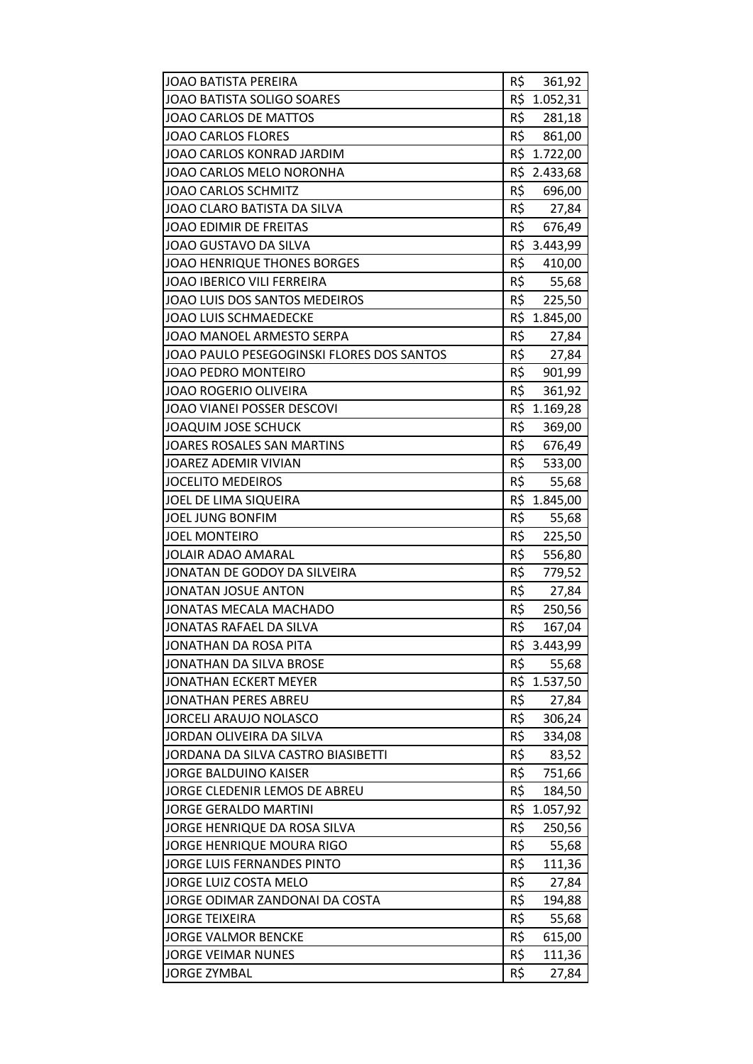| JOAO BATISTA PEREIRA | R$ 361,92 |
|---|---|
| JOAO BATISTA SOLIGO SOARES | R$ 1.052,31 |
| JOAO CARLOS DE MATTOS | R$ 281,18 |
| JOAO CARLOS FLORES | R$ 861,00 |
| JOAO CARLOS KONRAD JARDIM | R$ 1.722,00 |
| JOAO CARLOS MELO NORONHA | R$ 2.433,68 |
| JOAO CARLOS SCHMITZ | R$ 696,00 |
| JOAO CLARO BATISTA DA SILVA | R$ 27,84 |
| JOAO EDIMIR DE FREITAS | R$ 676,49 |
| JOAO GUSTAVO DA SILVA | R$ 3.443,99 |
| JOAO HENRIQUE THONES BORGES | R$ 410,00 |
| JOAO IBERICO VILI FERREIRA | R$ 55,68 |
| JOAO LUIS DOS SANTOS MEDEIROS | R$ 225,50 |
| JOAO LUIS SCHMAEDECKE | R$ 1.845,00 |
| JOAO MANOEL ARMESTO SERPA | R$ 27,84 |
| JOAO PAULO PESEGOGINSKI FLORES DOS SANTOS | R$ 27,84 |
| JOAO PEDRO MONTEIRO | R$ 901,99 |
| JOAO ROGERIO OLIVEIRA | R$ 361,92 |
| JOAO VIANEI POSSER DESCOVI | R$ 1.169,28 |
| JOAQUIM JOSE SCHUCK | R$ 369,00 |
| JOARES ROSALES SAN MARTINS | R$ 676,49 |
| JOAREZ ADEMIR VIVIAN | R$ 533,00 |
| JOCELITO MEDEIROS | R$ 55,68 |
| JOEL DE LIMA SIQUEIRA | R$ 1.845,00 |
| JOEL JUNG BONFIM | R$ 55,68 |
| JOEL MONTEIRO | R$ 225,50 |
| JOLAIR ADAO AMARAL | R$ 556,80 |
| JONATAN DE GODOY DA SILVEIRA | R$ 779,52 |
| JONATAN JOSUE ANTON | R$ 27,84 |
| JONATAS MECALA MACHADO | R$ 250,56 |
| JONATAS RAFAEL DA SILVA | R$ 167,04 |
| JONATHAN DA ROSA PITA | R$ 3.443,99 |
| JONATHAN DA SILVA BROSE | R$ 55,68 |
| JONATHAN ECKERT MEYER | R$ 1.537,50 |
| JONATHAN PERES ABREU | R$ 27,84 |
| JORCELI ARAUJO NOLASCO | R$ 306,24 |
| JORDAN OLIVEIRA DA SILVA | R$ 334,08 |
| JORDANA DA SILVA CASTRO BIASIBETTI | R$ 83,52 |
| JORGE BALDUINO KAISER | R$ 751,66 |
| JORGE CLEDENIR LEMOS DE ABREU | R$ 184,50 |
| JORGE GERALDO MARTINI | R$ 1.057,92 |
| JORGE HENRIQUE DA ROSA SILVA | R$ 250,56 |
| JORGE HENRIQUE MOURA RIGO | R$ 55,68 |
| JORGE LUIS FERNANDES PINTO | R$ 111,36 |
| JORGE LUIZ COSTA MELO | R$ 27,84 |
| JORGE ODIMAR ZANDONAI DA COSTA | R$ 194,88 |
| JORGE TEIXEIRA | R$ 55,68 |
| JORGE VALMOR BENCKE | R$ 615,00 |
| JORGE VEIMAR NUNES | R$ 111,36 |
| JORGE ZYMBAL | R$ 27,84 |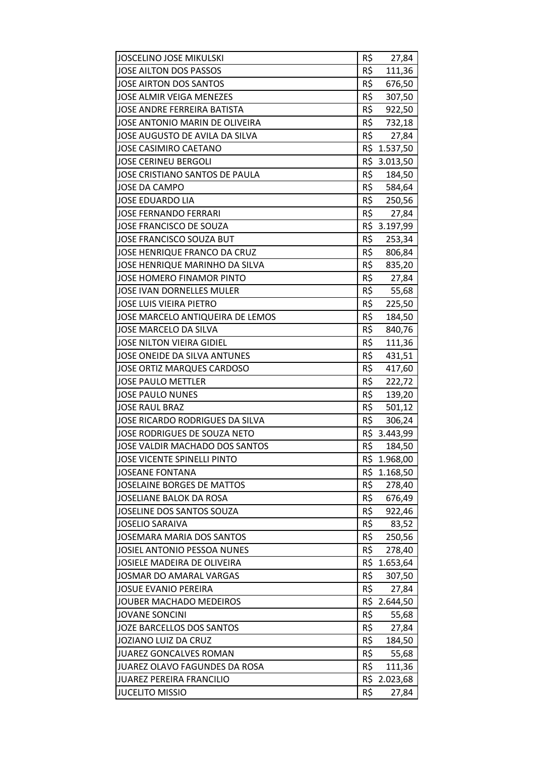| | |
|---|---|
| JOSCELINO JOSE MIKULSKI | R$ 27,84 |
| JOSE AILTON DOS PASSOS | R$ 111,36 |
| JOSE AIRTON DOS SANTOS | R$ 676,50 |
| JOSE ALMIR VEIGA MENEZES | R$ 307,50 |
| JOSE ANDRE FERREIRA BATISTA | R$ 922,50 |
| JOSE ANTONIO MARIN DE OLIVEIRA | R$ 732,18 |
| JOSE AUGUSTO DE AVILA DA SILVA | R$ 27,84 |
| JOSE CASIMIRO CAETANO | R$ 1.537,50 |
| JOSE CERINEU BERGOLI | R$ 3.013,50 |
| JOSE CRISTIANO SANTOS DE PAULA | R$ 184,50 |
| JOSE DA CAMPO | R$ 584,64 |
| JOSE EDUARDO LIA | R$ 250,56 |
| JOSE FERNANDO FERRARI | R$ 27,84 |
| JOSE FRANCISCO DE SOUZA | R$ 3.197,99 |
| JOSE FRANCISCO SOUZA BUT | R$ 253,34 |
| JOSE HENRIQUE FRANCO DA CRUZ | R$ 806,84 |
| JOSE HENRIQUE MARINHO DA SILVA | R$ 835,20 |
| JOSE HOMERO FINAMOR PINTO | R$ 27,84 |
| JOSE IVAN DORNELLES MULER | R$ 55,68 |
| JOSE LUIS VIEIRA PIETRO | R$ 225,50 |
| JOSE MARCELO ANTIQUEIRA DE LEMOS | R$ 184,50 |
| JOSE MARCELO DA SILVA | R$ 840,76 |
| JOSE NILTON VIEIRA GIDIEL | R$ 111,36 |
| JOSE ONEIDE DA SILVA ANTUNES | R$ 431,51 |
| JOSE ORTIZ MARQUES CARDOSO | R$ 417,60 |
| JOSE PAULO METTLER | R$ 222,72 |
| JOSE PAULO NUNES | R$ 139,20 |
| JOSE RAUL BRAZ | R$ 501,12 |
| JOSE RICARDO RODRIGUES DA SILVA | R$ 306,24 |
| JOSE RODRIGUES DE SOUZA NETO | R$ 3.443,99 |
| JOSE VALDIR MACHADO DOS SANTOS | R$ 184,50 |
| JOSE VICENTE SPINELLI PINTO | R$ 1.968,00 |
| JOSEANE FONTANA | R$ 1.168,50 |
| JOSELAINE BORGES DE MATTOS | R$ 278,40 |
| JOSELIANE BALOK DA ROSA | R$ 676,49 |
| JOSELINE DOS SANTOS SOUZA | R$ 922,46 |
| JOSELIO SARAIVA | R$ 83,52 |
| JOSEMARA MARIA DOS SANTOS | R$ 250,56 |
| JOSIEL ANTONIO PESSOA NUNES | R$ 278,40 |
| JOSIELE MADEIRA DE OLIVEIRA | R$ 1.653,64 |
| JOSMAR DO AMARAL VARGAS | R$ 307,50 |
| JOSUE EVANIO PEREIRA | R$ 27,84 |
| JOUBER MACHADO MEDEIROS | R$ 2.644,50 |
| JOVANE SONCINI | R$ 55,68 |
| JOZE BARCELLOS DOS SANTOS | R$ 27,84 |
| JOZIANO LUIZ DA CRUZ | R$ 184,50 |
| JUAREZ GONCALVES ROMAN | R$ 55,68 |
| JUAREZ OLAVO FAGUNDES DA ROSA | R$ 111,36 |
| JUAREZ PEREIRA FRANCILIO | R$ 2.023,68 |
| JUCELITO MISSIO | R$ 27,84 |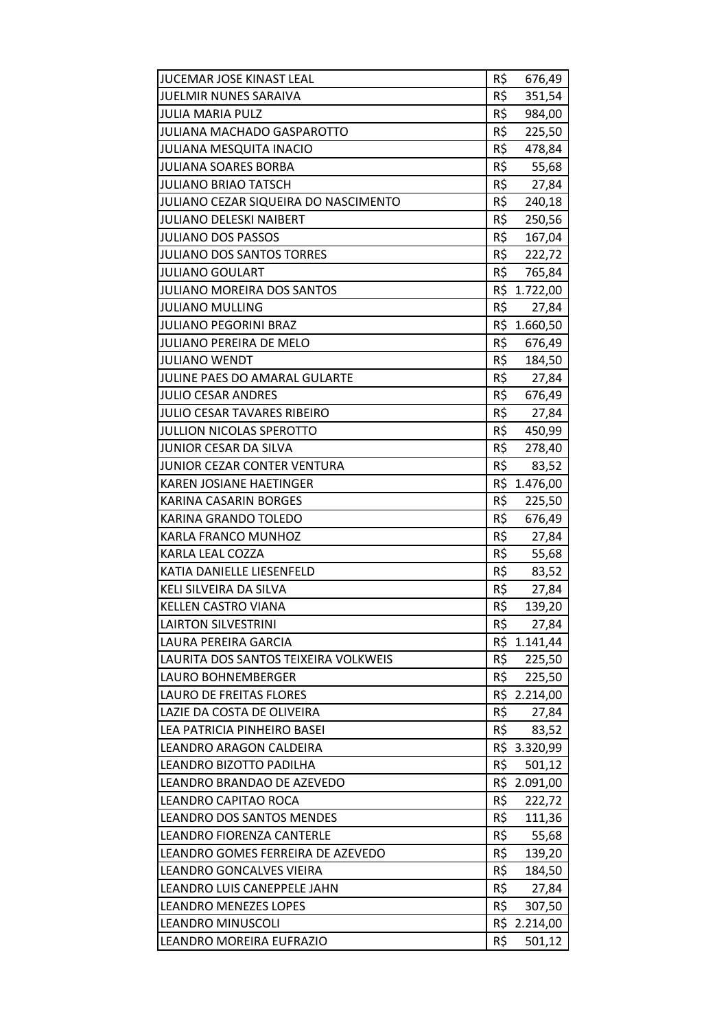| | |
|---|---|
| JUCEMAR JOSE KINAST LEAL | R$ 676,49 |
| JUELMIR NUNES SARAIVA | R$ 351,54 |
| JULIA MARIA PULZ | R$ 984,00 |
| JULIANA MACHADO GASPAROTTO | R$ 225,50 |
| JULIANA MESQUITA INACIO | R$ 478,84 |
| JULIANA SOARES BORBA | R$ 55,68 |
| JULIANO BRIAO TATSCH | R$ 27,84 |
| JULIANO CEZAR SIQUEIRA DO NASCIMENTO | R$ 240,18 |
| JULIANO DELESKI NAIBERT | R$ 250,56 |
| JULIANO DOS PASSOS | R$ 167,04 |
| JULIANO DOS SANTOS TORRES | R$ 222,72 |
| JULIANO GOULART | R$ 765,84 |
| JULIANO MOREIRA DOS SANTOS | R$ 1.722,00 |
| JULIANO MULLING | R$ 27,84 |
| JULIANO PEGORINI BRAZ | R$ 1.660,50 |
| JULIANO PEREIRA DE MELO | R$ 676,49 |
| JULIANO WENDT | R$ 184,50 |
| JULINE PAES DO AMARAL GULARTE | R$ 27,84 |
| JULIO CESAR ANDRES | R$ 676,49 |
| JULIO CESAR TAVARES RIBEIRO | R$ 27,84 |
| JULLION NICOLAS SPEROTTO | R$ 450,99 |
| JUNIOR CESAR DA SILVA | R$ 278,40 |
| JUNIOR CEZAR CONTER VENTURA | R$ 83,52 |
| KAREN JOSIANE HAETINGER | R$ 1.476,00 |
| KARINA CASARIN BORGES | R$ 225,50 |
| KARINA GRANDO TOLEDO | R$ 676,49 |
| KARLA FRANCO MUNHOZ | R$ 27,84 |
| KARLA LEAL COZZA | R$ 55,68 |
| KATIA DANIELLE LIESENFELD | R$ 83,52 |
| KELI SILVEIRA DA SILVA | R$ 27,84 |
| KELLEN CASTRO VIANA | R$ 139,20 |
| LAIRTON SILVESTRINI | R$ 27,84 |
| LAURA PEREIRA GARCIA | R$ 1.141,44 |
| LAURITA DOS SANTOS TEIXEIRA VOLKWEIS | R$ 225,50 |
| LAURO BOHNEMBERGER | R$ 225,50 |
| LAURO DE FREITAS FLORES | R$ 2.214,00 |
| LAZIE DA COSTA DE OLIVEIRA | R$ 27,84 |
| LEA PATRICIA PINHEIRO BASEI | R$ 83,52 |
| LEANDRO ARAGON CALDEIRA | R$ 3.320,99 |
| LEANDRO BIZOTTO PADILHA | R$ 501,12 |
| LEANDRO BRANDAO DE AZEVEDO | R$ 2.091,00 |
| LEANDRO CAPITAO ROCA | R$ 222,72 |
| LEANDRO DOS SANTOS MENDES | R$ 111,36 |
| LEANDRO FIORENZA CANTERLE | R$ 55,68 |
| LEANDRO GOMES FERREIRA DE AZEVEDO | R$ 139,20 |
| LEANDRO GONCALVES VIEIRA | R$ 184,50 |
| LEANDRO LUIS CANEPPELE JAHN | R$ 27,84 |
| LEANDRO MENEZES LOPES | R$ 307,50 |
| LEANDRO MINUSCOLI | R$ 2.214,00 |
| LEANDRO MOREIRA EUFRAZIO | R$ 501,12 |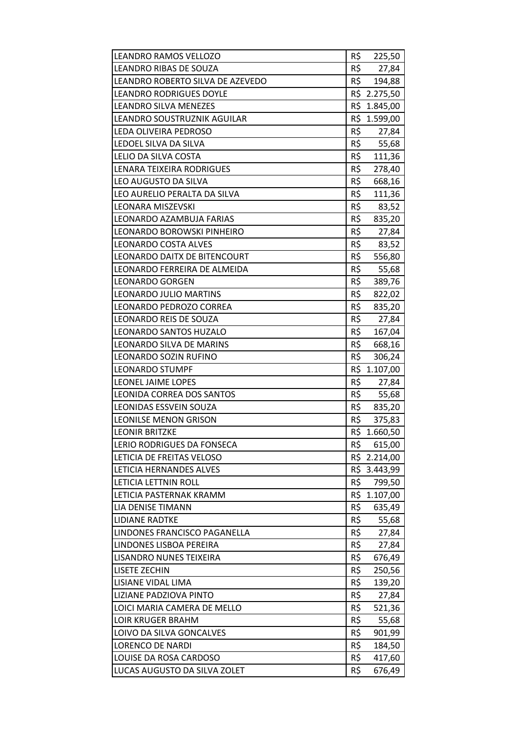| | |
|---|---|
| LEANDRO RAMOS VELLOZO | R$ 225,50 |
| LEANDRO RIBAS DE SOUZA | R$ 27,84 |
| LEANDRO ROBERTO SILVA DE AZEVEDO | R$ 194,88 |
| LEANDRO RODRIGUES DOYLE | R$ 2.275,50 |
| LEANDRO SILVA MENEZES | R$ 1.845,00 |
| LEANDRO SOUSTRUZNIK AGUILAR | R$ 1.599,00 |
| LEDA OLIVEIRA PEDROSO | R$ 27,84 |
| LEDOEL SILVA DA SILVA | R$ 55,68 |
| LELIO DA SILVA COSTA | R$ 111,36 |
| LENARA TEIXEIRA RODRIGUES | R$ 278,40 |
| LEO AUGUSTO DA SILVA | R$ 668,16 |
| LEO AURELIO PERALTA DA SILVA | R$ 111,36 |
| LEONARA MISZEVSKI | R$ 83,52 |
| LEONARDO AZAMBUJA FARIAS | R$ 835,20 |
| LEONARDO BOROWSKI PINHEIRO | R$ 27,84 |
| LEONARDO COSTA ALVES | R$ 83,52 |
| LEONARDO DAITX DE BITENCOURT | R$ 556,80 |
| LEONARDO FERREIRA DE ALMEIDA | R$ 55,68 |
| LEONARDO GORGEN | R$ 389,76 |
| LEONARDO JULIO MARTINS | R$ 822,02 |
| LEONARDO PEDROZO CORREA | R$ 835,20 |
| LEONARDO REIS DE SOUZA | R$ 27,84 |
| LEONARDO SANTOS HUZALO | R$ 167,04 |
| LEONARDO SILVA DE MARINS | R$ 668,16 |
| LEONARDO SOZIN RUFINO | R$ 306,24 |
| LEONARDO STUMPF | R$ 1.107,00 |
| LEONEL JAIME LOPES | R$ 27,84 |
| LEONIDA CORREA DOS SANTOS | R$ 55,68 |
| LEONIDAS ESSVEIN SOUZA | R$ 835,20 |
| LEONILSE MENON GRISON | R$ 375,83 |
| LEONIR BRITZKE | R$ 1.660,50 |
| LERIO RODRIGUES DA FONSECA | R$ 615,00 |
| LETICIA DE FREITAS VELOSO | R$ 2.214,00 |
| LETICIA HERNANDES ALVES | R$ 3.443,99 |
| LETICIA LETTNIN ROLL | R$ 799,50 |
| LETICIA PASTERNAK KRAMM | R$ 1.107,00 |
| LIA DENISE TIMANN | R$ 635,49 |
| LIDIANE RADTKE | R$ 55,68 |
| LINDONES FRANCISCO PAGANELLA | R$ 27,84 |
| LINDONES LISBOA PEREIRA | R$ 27,84 |
| LISANDRO NUNES TEIXEIRA | R$ 676,49 |
| LISETE ZECHIN | R$ 250,56 |
| LISIANE VIDAL LIMA | R$ 139,20 |
| LIZIANE PADZIOVA PINTO | R$ 27,84 |
| LOICI MARIA CAMERA DE MELLO | R$ 521,36 |
| LOIR KRUGER BRAHM | R$ 55,68 |
| LOIVO DA SILVA GONCALVES | R$ 901,99 |
| LORENCO DE NARDI | R$ 184,50 |
| LOUISE DA ROSA CARDOSO | R$ 417,60 |
| LUCAS AUGUSTO DA SILVA ZOLET | R$ 676,49 |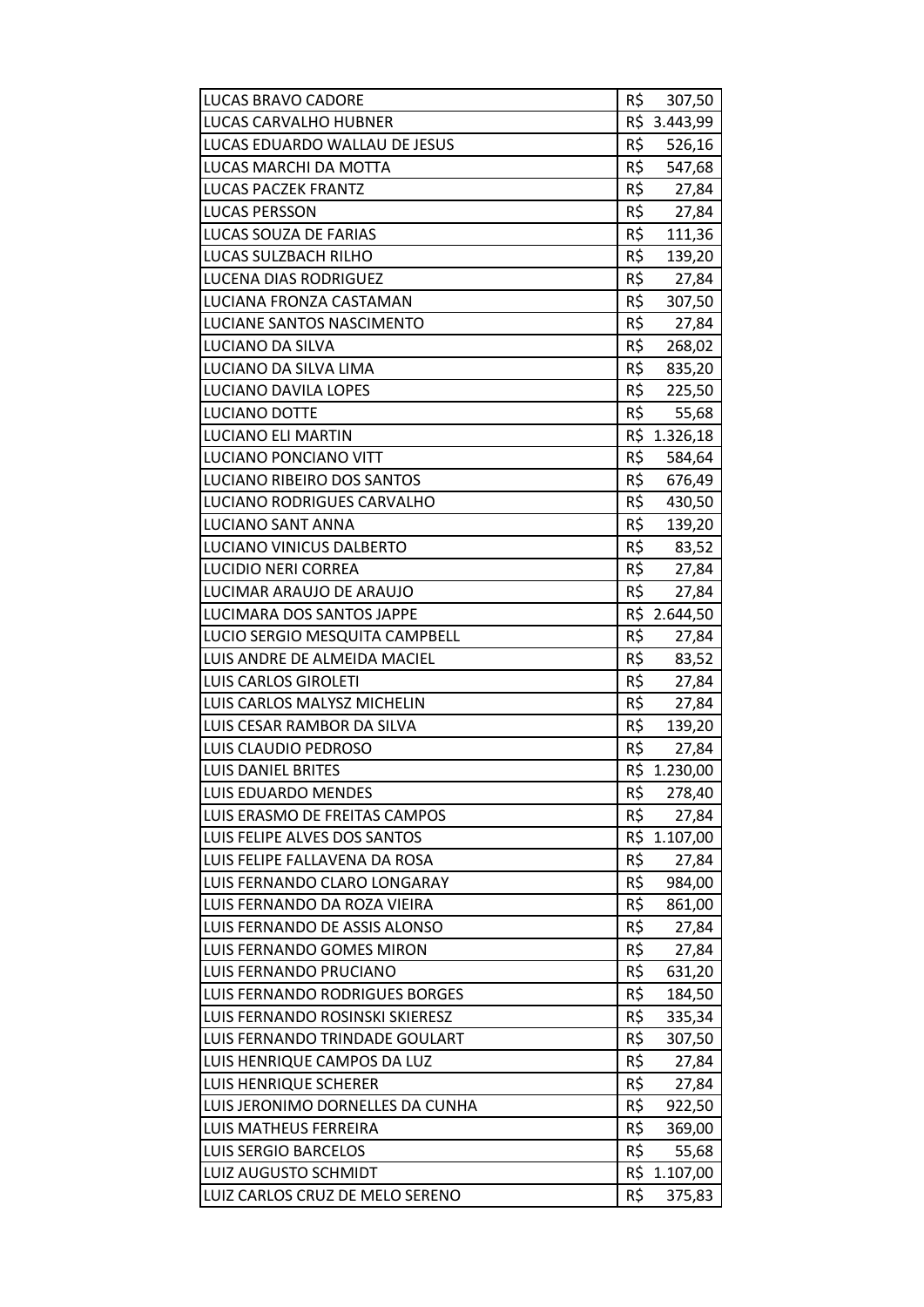| | |
|---|---|
| LUCAS BRAVO CADORE | R$ 307,50 |
| LUCAS CARVALHO HUBNER | R$ 3.443,99 |
| LUCAS EDUARDO WALLAU DE JESUS | R$ 526,16 |
| LUCAS MARCHI DA MOTTA | R$ 547,68 |
| LUCAS PACZEK FRANTZ | R$ 27,84 |
| LUCAS PERSSON | R$ 27,84 |
| LUCAS SOUZA DE FARIAS | R$ 111,36 |
| LUCAS SULZBACH RILHO | R$ 139,20 |
| LUCENA DIAS RODRIGUEZ | R$ 27,84 |
| LUCIANA FRONZA CASTAMAN | R$ 307,50 |
| LUCIANE SANTOS NASCIMENTO | R$ 27,84 |
| LUCIANO DA SILVA | R$ 268,02 |
| LUCIANO DA SILVA LIMA | R$ 835,20 |
| LUCIANO DAVILA LOPES | R$ 225,50 |
| LUCIANO DOTTE | R$ 55,68 |
| LUCIANO ELI MARTIN | R$ 1.326,18 |
| LUCIANO PONCIANO VITT | R$ 584,64 |
| LUCIANO RIBEIRO DOS SANTOS | R$ 676,49 |
| LUCIANO RODRIGUES CARVALHO | R$ 430,50 |
| LUCIANO SANT ANNA | R$ 139,20 |
| LUCIANO VINICUS DALBERTO | R$ 83,52 |
| LUCIDIO NERI CORREA | R$ 27,84 |
| LUCIMAR ARAUJO DE ARAUJO | R$ 27,84 |
| LUCIMARA DOS SANTOS JAPPE | R$ 2.644,50 |
| LUCIO SERGIO MESQUITA CAMPBELL | R$ 27,84 |
| LUIS ANDRE DE ALMEIDA MACIEL | R$ 83,52 |
| LUIS CARLOS GIROLETI | R$ 27,84 |
| LUIS CARLOS MALYSZ MICHELIN | R$ 27,84 |
| LUIS CESAR RAMBOR DA SILVA | R$ 139,20 |
| LUIS CLAUDIO PEDROSO | R$ 27,84 |
| LUIS DANIEL BRITES | R$ 1.230,00 |
| LUIS EDUARDO MENDES | R$ 278,40 |
| LUIS ERASMO DE FREITAS CAMPOS | R$ 27,84 |
| LUIS FELIPE ALVES DOS SANTOS | R$ 1.107,00 |
| LUIS FELIPE FALLAVENA DA ROSA | R$ 27,84 |
| LUIS FERNANDO CLARO LONGARAY | R$ 984,00 |
| LUIS FERNANDO DA ROZA VIEIRA | R$ 861,00 |
| LUIS FERNANDO DE ASSIS ALONSO | R$ 27,84 |
| LUIS FERNANDO GOMES MIRON | R$ 27,84 |
| LUIS FERNANDO PRUCIANO | R$ 631,20 |
| LUIS FERNANDO RODRIGUES BORGES | R$ 184,50 |
| LUIS FERNANDO ROSINSKI SKIERESZ | R$ 335,34 |
| LUIS FERNANDO TRINDADE GOULART | R$ 307,50 |
| LUIS HENRIQUE CAMPOS DA LUZ | R$ 27,84 |
| LUIS HENRIQUE SCHERER | R$ 27,84 |
| LUIS JERONIMO DORNELLES DA CUNHA | R$ 922,50 |
| LUIS MATHEUS FERREIRA | R$ 369,00 |
| LUIS SERGIO BARCELOS | R$ 55,68 |
| LUIZ AUGUSTO SCHMIDT | R$ 1.107,00 |
| LUIZ CARLOS CRUZ DE MELO SERENO | R$ 375,83 |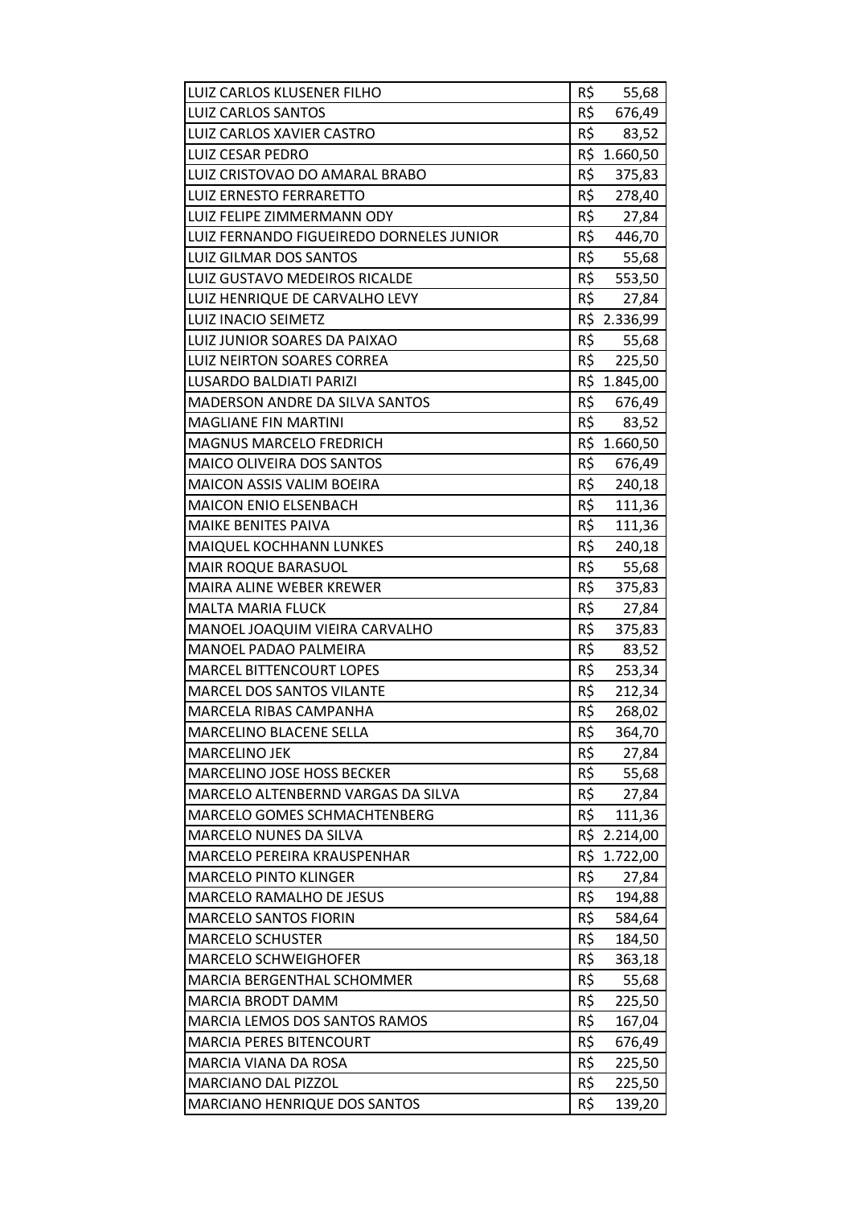| | |
|---|---|
| LUIZ CARLOS KLUSENER FILHO | R$ 55,68 |
| LUIZ CARLOS SANTOS | R$ 676,49 |
| LUIZ CARLOS XAVIER CASTRO | R$ 83,52 |
| LUIZ CESAR PEDRO | R$ 1.660,50 |
| LUIZ CRISTOVAO DO AMARAL BRABO | R$ 375,83 |
| LUIZ ERNESTO FERRARETTO | R$ 278,40 |
| LUIZ FELIPE ZIMMERMANN ODY | R$ 27,84 |
| LUIZ FERNANDO FIGUEIREDO DORNELES JUNIOR | R$ 446,70 |
| LUIZ GILMAR DOS SANTOS | R$ 55,68 |
| LUIZ GUSTAVO MEDEIROS RICALDE | R$ 553,50 |
| LUIZ HENRIQUE DE CARVALHO LEVY | R$ 27,84 |
| LUIZ INACIO SEIMETZ | R$ 2.336,99 |
| LUIZ JUNIOR SOARES DA PAIXAO | R$ 55,68 |
| LUIZ NEIRTON SOARES CORREA | R$ 225,50 |
| LUSARDO BALDIATI PARIZI | R$ 1.845,00 |
| MADERSON ANDRE DA SILVA SANTOS | R$ 676,49 |
| MAGLIANE FIN MARTINI | R$ 83,52 |
| MAGNUS MARCELO FREDRICH | R$ 1.660,50 |
| MAICO OLIVEIRA DOS SANTOS | R$ 676,49 |
| MAICON ASSIS VALIM BOEIRA | R$ 240,18 |
| MAICON ENIO ELSENBACH | R$ 111,36 |
| MAIKE BENITES PAIVA | R$ 111,36 |
| MAIQUEL KOCHHANN LUNKES | R$ 240,18 |
| MAIR ROQUE BARASUOL | R$ 55,68 |
| MAIRA ALINE WEBER KREWER | R$ 375,83 |
| MALTA MARIA FLUCK | R$ 27,84 |
| MANOEL JOAQUIM VIEIRA CARVALHO | R$ 375,83 |
| MANOEL PADAO PALMEIRA | R$ 83,52 |
| MARCEL BITTENCOURT LOPES | R$ 253,34 |
| MARCEL DOS SANTOS VILANTE | R$ 212,34 |
| MARCELA RIBAS CAMPANHA | R$ 268,02 |
| MARCELINO BLACENE SELLA | R$ 364,70 |
| MARCELINO JEK | R$ 27,84 |
| MARCELINO JOSE HOSS BECKER | R$ 55,68 |
| MARCELO ALTENBERND VARGAS DA SILVA | R$ 27,84 |
| MARCELO GOMES SCHMACHTENBERG | R$ 111,36 |
| MARCELO NUNES DA SILVA | R$ 2.214,00 |
| MARCELO PEREIRA KRAUSPENHAR | R$ 1.722,00 |
| MARCELO PINTO KLINGER | R$ 27,84 |
| MARCELO RAMALHO DE JESUS | R$ 194,88 |
| MARCELO SANTOS FIORIN | R$ 584,64 |
| MARCELO SCHUSTER | R$ 184,50 |
| MARCELO SCHWEIGHOFER | R$ 363,18 |
| MARCIA BERGENTHAL SCHOMMER | R$ 55,68 |
| MARCIA BRODT DAMM | R$ 225,50 |
| MARCIA LEMOS DOS SANTOS RAMOS | R$ 167,04 |
| MARCIA PERES BITENCOURT | R$ 676,49 |
| MARCIA VIANA DA ROSA | R$ 225,50 |
| MARCIANO DAL PIZZOL | R$ 225,50 |
| MARCIANO HENRIQUE DOS SANTOS | R$ 139,20 |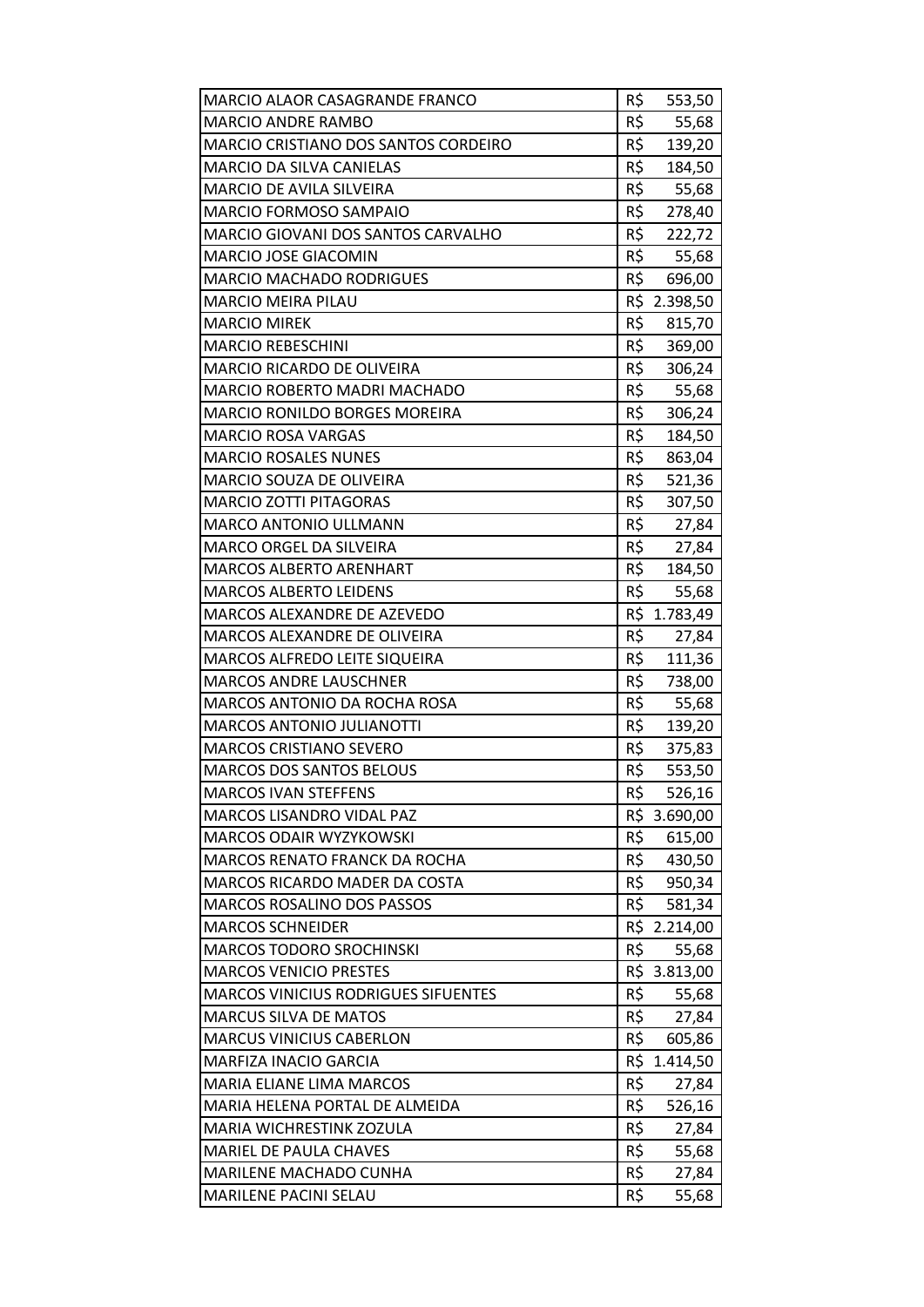| | |
|---|---|
| MARCIO ALAOR CASAGRANDE FRANCO | R$ 553,50 |
| MARCIO ANDRE RAMBO | R$ 55,68 |
| MARCIO CRISTIANO DOS SANTOS CORDEIRO | R$ 139,20 |
| MARCIO DA SILVA CANIELAS | R$ 184,50 |
| MARCIO DE AVILA SILVEIRA | R$ 55,68 |
| MARCIO FORMOSO SAMPAIO | R$ 278,40 |
| MARCIO GIOVANI DOS SANTOS CARVALHO | R$ 222,72 |
| MARCIO JOSE GIACOMIN | R$ 55,68 |
| MARCIO MACHADO RODRIGUES | R$ 696,00 |
| MARCIO MEIRA PILAU | R$ 2.398,50 |
| MARCIO MIREK | R$ 815,70 |
| MARCIO REBESCHINI | R$ 369,00 |
| MARCIO RICARDO DE OLIVEIRA | R$ 306,24 |
| MARCIO ROBERTO MADRI MACHADO | R$ 55,68 |
| MARCIO RONILDO BORGES MOREIRA | R$ 306,24 |
| MARCIO ROSA VARGAS | R$ 184,50 |
| MARCIO ROSALES NUNES | R$ 863,04 |
| MARCIO SOUZA DE OLIVEIRA | R$ 521,36 |
| MARCIO ZOTTI PITAGORAS | R$ 307,50 |
| MARCO ANTONIO ULLMANN | R$ 27,84 |
| MARCO ORGEL DA SILVEIRA | R$ 27,84 |
| MARCOS ALBERTO ARENHART | R$ 184,50 |
| MARCOS ALBERTO LEIDENS | R$ 55,68 |
| MARCOS ALEXANDRE DE AZEVEDO | R$ 1.783,49 |
| MARCOS ALEXANDRE DE OLIVEIRA | R$ 27,84 |
| MARCOS ALFREDO LEITE SIQUEIRA | R$ 111,36 |
| MARCOS ANDRE LAUSCHNER | R$ 738,00 |
| MARCOS ANTONIO DA ROCHA ROSA | R$ 55,68 |
| MARCOS ANTONIO JULIANOTTI | R$ 139,20 |
| MARCOS CRISTIANO SEVERO | R$ 375,83 |
| MARCOS DOS SANTOS BELOUS | R$ 553,50 |
| MARCOS IVAN STEFFENS | R$ 526,16 |
| MARCOS LISANDRO VIDAL PAZ | R$ 3.690,00 |
| MARCOS ODAIR WYZYKOWSKI | R$ 615,00 |
| MARCOS RENATO FRANCK DA ROCHA | R$ 430,50 |
| MARCOS RICARDO MADER DA COSTA | R$ 950,34 |
| MARCOS ROSALINO DOS PASSOS | R$ 581,34 |
| MARCOS SCHNEIDER | R$ 2.214,00 |
| MARCOS TODORO SROCHINSKI | R$ 55,68 |
| MARCOS VENICIO PRESTES | R$ 3.813,00 |
| MARCOS VINICIUS RODRIGUES SIFUENTES | R$ 55,68 |
| MARCUS SILVA DE MATOS | R$ 27,84 |
| MARCUS VINICIUS CABERLON | R$ 605,86 |
| MARFIZA INACIO GARCIA | R$ 1.414,50 |
| MARIA ELIANE LIMA MARCOS | R$ 27,84 |
| MARIA HELENA PORTAL DE ALMEIDA | R$ 526,16 |
| MARIA WICHRESTINK ZOZULA | R$ 27,84 |
| MARIEL DE PAULA CHAVES | R$ 55,68 |
| MARILENE MACHADO CUNHA | R$ 27,84 |
| MARILENE PACINI SELAU | R$ 55,68 |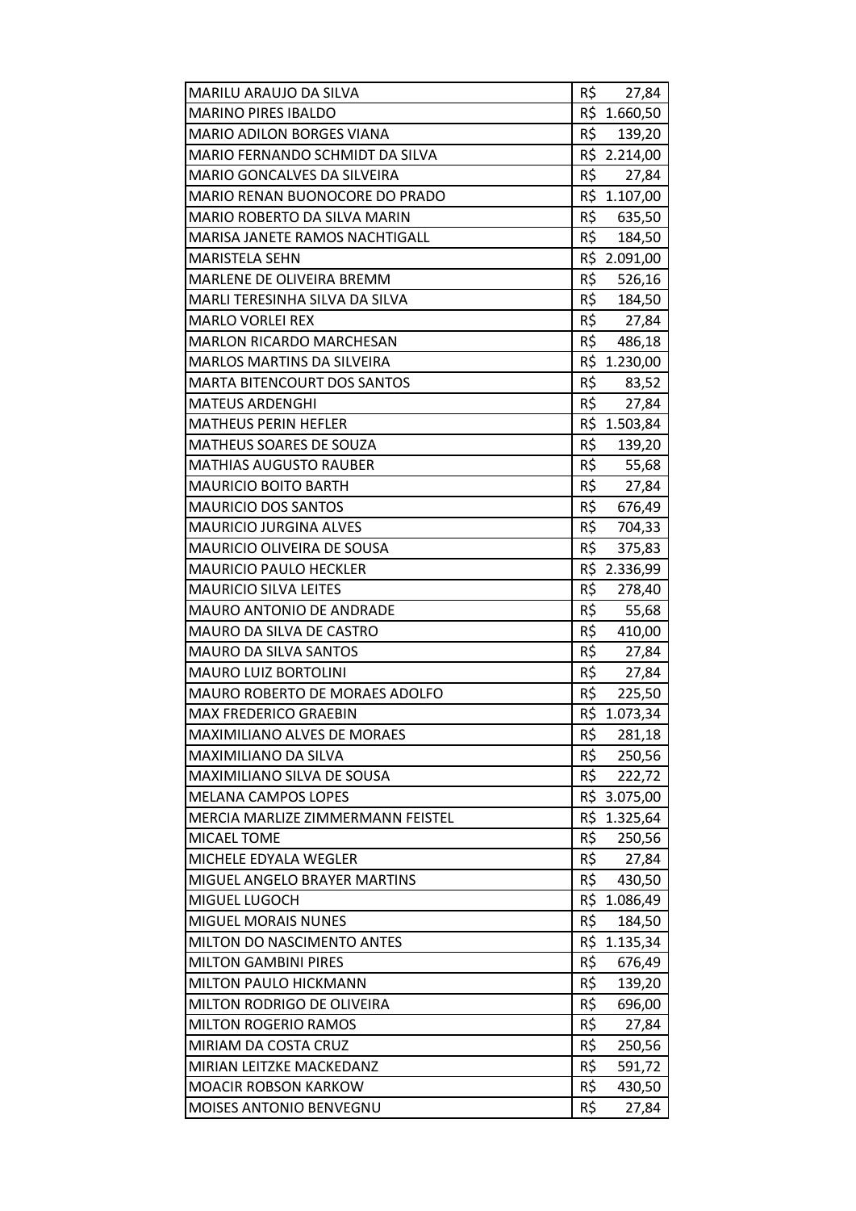| | |
|---|---|
| MARILU ARAUJO DA SILVA | R$ 27,84 |
| MARINO PIRES IBALDO | R$ 1.660,50 |
| MARIO ADILON BORGES VIANA | R$ 139,20 |
| MARIO FERNANDO SCHMIDT DA SILVA | R$ 2.214,00 |
| MARIO GONCALVES DA SILVEIRA | R$ 27,84 |
| MARIO RENAN BUONOCORE DO PRADO | R$ 1.107,00 |
| MARIO ROBERTO DA SILVA MARIN | R$ 635,50 |
| MARISA JANETE RAMOS NACHTIGALL | R$ 184,50 |
| MARISTELA SEHN | R$ 2.091,00 |
| MARLENE DE OLIVEIRA BREMM | R$ 526,16 |
| MARLI TERESINHA SILVA DA SILVA | R$ 184,50 |
| MARLO VORLEI REX | R$ 27,84 |
| MARLON RICARDO MARCHESAN | R$ 486,18 |
| MARLOS MARTINS DA SILVEIRA | R$ 1.230,00 |
| MARTA BITENCOURT DOS SANTOS | R$ 83,52 |
| MATEUS ARDENGHI | R$ 27,84 |
| MATHEUS PERIN HEFLER | R$ 1.503,84 |
| MATHEUS SOARES DE SOUZA | R$ 139,20 |
| MATHIAS AUGUSTO RAUBER | R$ 55,68 |
| MAURICIO BOITO BARTH | R$ 27,84 |
| MAURICIO DOS SANTOS | R$ 676,49 |
| MAURICIO JURGINA ALVES | R$ 704,33 |
| MAURICIO OLIVEIRA DE SOUSA | R$ 375,83 |
| MAURICIO PAULO HECKLER | R$ 2.336,99 |
| MAURICIO SILVA LEITES | R$ 278,40 |
| MAURO ANTONIO DE ANDRADE | R$ 55,68 |
| MAURO DA SILVA DE CASTRO | R$ 410,00 |
| MAURO DA SILVA SANTOS | R$ 27,84 |
| MAURO LUIZ BORTOLINI | R$ 27,84 |
| MAURO ROBERTO DE MORAES ADOLFO | R$ 225,50 |
| MAX FREDERICO GRAEBIN | R$ 1.073,34 |
| MAXIMILIANO ALVES DE MORAES | R$ 281,18 |
| MAXIMILIANO DA SILVA | R$ 250,56 |
| MAXIMILIANO SILVA DE SOUSA | R$ 222,72 |
| MELANA CAMPOS LOPES | R$ 3.075,00 |
| MERCIA MARLIZE ZIMMERMANN FEISTEL | R$ 1.325,64 |
| MICAEL TOME | R$ 250,56 |
| MICHELE EDYALA WEGLER | R$ 27,84 |
| MIGUEL ANGELO BRAYER MARTINS | R$ 430,50 |
| MIGUEL LUGOCH | R$ 1.086,49 |
| MIGUEL MORAIS NUNES | R$ 184,50 |
| MILTON DO NASCIMENTO ANTES | R$ 1.135,34 |
| MILTON GAMBINI PIRES | R$ 676,49 |
| MILTON PAULO HICKMANN | R$ 139,20 |
| MILTON RODRIGO DE OLIVEIRA | R$ 696,00 |
| MILTON ROGERIO RAMOS | R$ 27,84 |
| MIRIAM DA COSTA CRUZ | R$ 250,56 |
| MIRIAN LEITZKE MACKEDANZ | R$ 591,72 |
| MOACIR ROBSON KARKOW | R$ 430,50 |
| MOISES ANTONIO BENVEGNU | R$ 27,84 |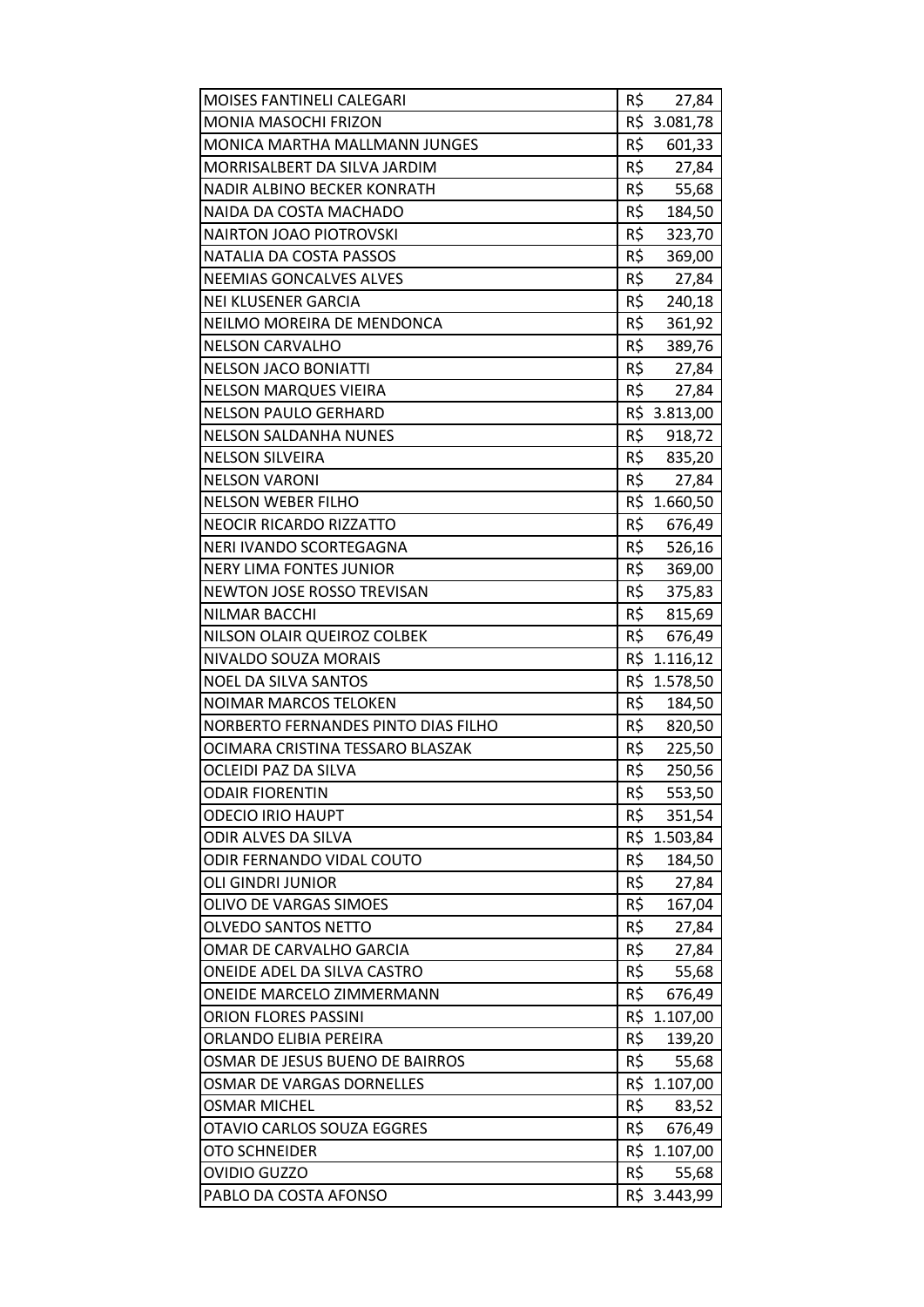| MOISES FANTINELI CALEGARI | R$ 27,84 |
|---|---|
| MONIA MASOCHI FRIZON | R$ 3.081,78 |
| MONICA MARTHA MALLMANN JUNGES | R$ 601,33 |
| MORRISALBERT DA SILVA JARDIM | R$ 27,84 |
| NADIR ALBINO BECKER KONRATH | R$ 55,68 |
| NAIDA DA COSTA MACHADO | R$ 184,50 |
| NAIRTON JOAO PIOTROVSKI | R$ 323,70 |
| NATALIA DA COSTA PASSOS | R$ 369,00 |
| NEEMIAS GONCALVES ALVES | R$ 27,84 |
| NEI KLUSENER GARCIA | R$ 240,18 |
| NEILMO MOREIRA DE MENDONCA | R$ 361,92 |
| NELSON CARVALHO | R$ 389,76 |
| NELSON JACO BONIATTI | R$ 27,84 |
| NELSON MARQUES VIEIRA | R$ 27,84 |
| NELSON PAULO GERHARD | R$ 3.813,00 |
| NELSON SALDANHA NUNES | R$ 918,72 |
| NELSON SILVEIRA | R$ 835,20 |
| NELSON VARONI | R$ 27,84 |
| NELSON WEBER FILHO | R$ 1.660,50 |
| NEOCIR RICARDO RIZZATTO | R$ 676,49 |
| NERI IVANDO SCORTEGAGNA | R$ 526,16 |
| NERY LIMA FONTES JUNIOR | R$ 369,00 |
| NEWTON JOSE ROSSO TREVISAN | R$ 375,83 |
| NILMAR BACCHI | R$ 815,69 |
| NILSON OLAIR QUEIROZ COLBEK | R$ 676,49 |
| NIVALDO SOUZA MORAIS | R$ 1.116,12 |
| NOEL DA SILVA SANTOS | R$ 1.578,50 |
| NOIMAR MARCOS TELOKEN | R$ 184,50 |
| NORBERTO FERNANDES PINTO DIAS FILHO | R$ 820,50 |
| OCIMARA CRISTINA TESSARO BLASZAK | R$ 225,50 |
| OCLEIDI PAZ DA SILVA | R$ 250,56 |
| ODAIR FIORENTIN | R$ 553,50 |
| ODECIO IRIO HAUPT | R$ 351,54 |
| ODIR ALVES DA SILVA | R$ 1.503,84 |
| ODIR FERNANDO VIDAL COUTO | R$ 184,50 |
| OLI GINDRI JUNIOR | R$ 27,84 |
| OLIVO DE VARGAS SIMOES | R$ 167,04 |
| OLVEDO SANTOS NETTO | R$ 27,84 |
| OMAR DE CARVALHO GARCIA | R$ 27,84 |
| ONEIDE ADEL DA SILVA CASTRO | R$ 55,68 |
| ONEIDE MARCELO ZIMMERMANN | R$ 676,49 |
| ORION FLORES PASSINI | R$ 1.107,00 |
| ORLANDO ELIBIA PEREIRA | R$ 139,20 |
| OSMAR DE JESUS BUENO DE BAIRROS | R$ 55,68 |
| OSMAR DE VARGAS DORNELLES | R$ 1.107,00 |
| OSMAR MICHEL | R$ 83,52 |
| OTAVIO CARLOS SOUZA EGGRES | R$ 676,49 |
| OTO SCHNEIDER | R$ 1.107,00 |
| OVIDIO GUZZO | R$ 55,68 |
| PABLO DA COSTA AFONSO | R$ 3.443,99 |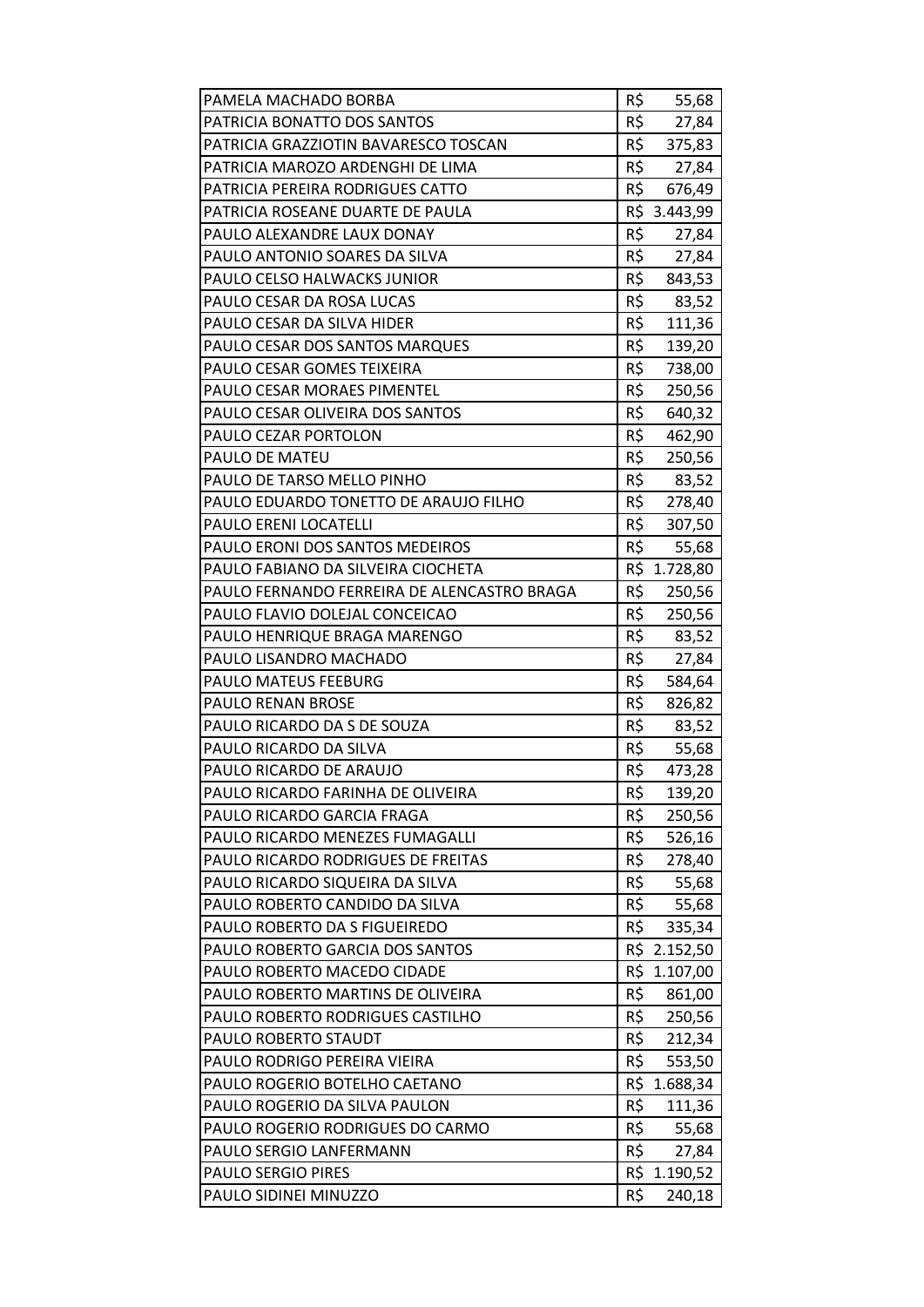| | |
|---|---|
| PAMELA MACHADO BORBA | R$ 55,68 |
| PATRICIA BONATTO DOS SANTOS | R$ 27,84 |
| PATRICIA GRAZZIOTIN BAVARESCO TOSCAN | R$ 375,83 |
| PATRICIA MAROZO ARDENGHI DE LIMA | R$ 27,84 |
| PATRICIA PEREIRA RODRIGUES CATTO | R$ 676,49 |
| PATRICIA ROSEANE DUARTE DE PAULA | R$ 3.443,99 |
| PAULO ALEXANDRE LAUX DONAY | R$ 27,84 |
| PAULO ANTONIO SOARES DA SILVA | R$ 27,84 |
| PAULO CELSO HALWACKS JUNIOR | R$ 843,53 |
| PAULO CESAR DA ROSA LUCAS | R$ 83,52 |
| PAULO CESAR DA SILVA HIDER | R$ 111,36 |
| PAULO CESAR DOS SANTOS MARQUES | R$ 139,20 |
| PAULO CESAR GOMES TEIXEIRA | R$ 738,00 |
| PAULO CESAR MORAES PIMENTEL | R$ 250,56 |
| PAULO CESAR OLIVEIRA DOS SANTOS | R$ 640,32 |
| PAULO CEZAR PORTOLON | R$ 462,90 |
| PAULO DE MATEU | R$ 250,56 |
| PAULO DE TARSO MELLO PINHO | R$ 83,52 |
| PAULO EDUARDO TONETTO DE ARAUJO FILHO | R$ 278,40 |
| PAULO ERENI LOCATELLI | R$ 307,50 |
| PAULO ERONI DOS SANTOS MEDEIROS | R$ 55,68 |
| PAULO FABIANO DA SILVEIRA CIOCHETA | R$ 1.728,80 |
| PAULO FERNANDO FERREIRA DE ALENCASTRO BRAGA | R$ 250,56 |
| PAULO FLAVIO DOLEJAL CONCEICAO | R$ 250,56 |
| PAULO HENRIQUE BRAGA MARENGO | R$ 83,52 |
| PAULO LISANDRO MACHADO | R$ 27,84 |
| PAULO MATEUS FEEBURG | R$ 584,64 |
| PAULO RENAN BROSE | R$ 826,82 |
| PAULO RICARDO DA S DE SOUZA | R$ 83,52 |
| PAULO RICARDO DA SILVA | R$ 55,68 |
| PAULO RICARDO DE ARAUJO | R$ 473,28 |
| PAULO RICARDO FARINHA DE OLIVEIRA | R$ 139,20 |
| PAULO RICARDO GARCIA FRAGA | R$ 250,56 |
| PAULO RICARDO MENEZES FUMAGALLI | R$ 526,16 |
| PAULO RICARDO RODRIGUES DE FREITAS | R$ 278,40 |
| PAULO RICARDO SIQUEIRA DA SILVA | R$ 55,68 |
| PAULO ROBERTO CANDIDO DA SILVA | R$ 55,68 |
| PAULO ROBERTO DA S FIGUEIREDO | R$ 335,34 |
| PAULO ROBERTO GARCIA DOS SANTOS | R$ 2.152,50 |
| PAULO ROBERTO MACEDO CIDADE | R$ 1.107,00 |
| PAULO ROBERTO MARTINS DE OLIVEIRA | R$ 861,00 |
| PAULO ROBERTO RODRIGUES CASTILHO | R$ 250,56 |
| PAULO ROBERTO STAUDT | R$ 212,34 |
| PAULO RODRIGO PEREIRA VIEIRA | R$ 553,50 |
| PAULO ROGERIO BOTELHO CAETANO | R$ 1.688,34 |
| PAULO ROGERIO DA SILVA PAULON | R$ 111,36 |
| PAULO ROGERIO RODRIGUES DO CARMO | R$ 55,68 |
| PAULO SERGIO LANFERMANN | R$ 27,84 |
| PAULO SERGIO PIRES | R$ 1.190,52 |
| PAULO SIDINEI MINUZZO | R$ 240,18 |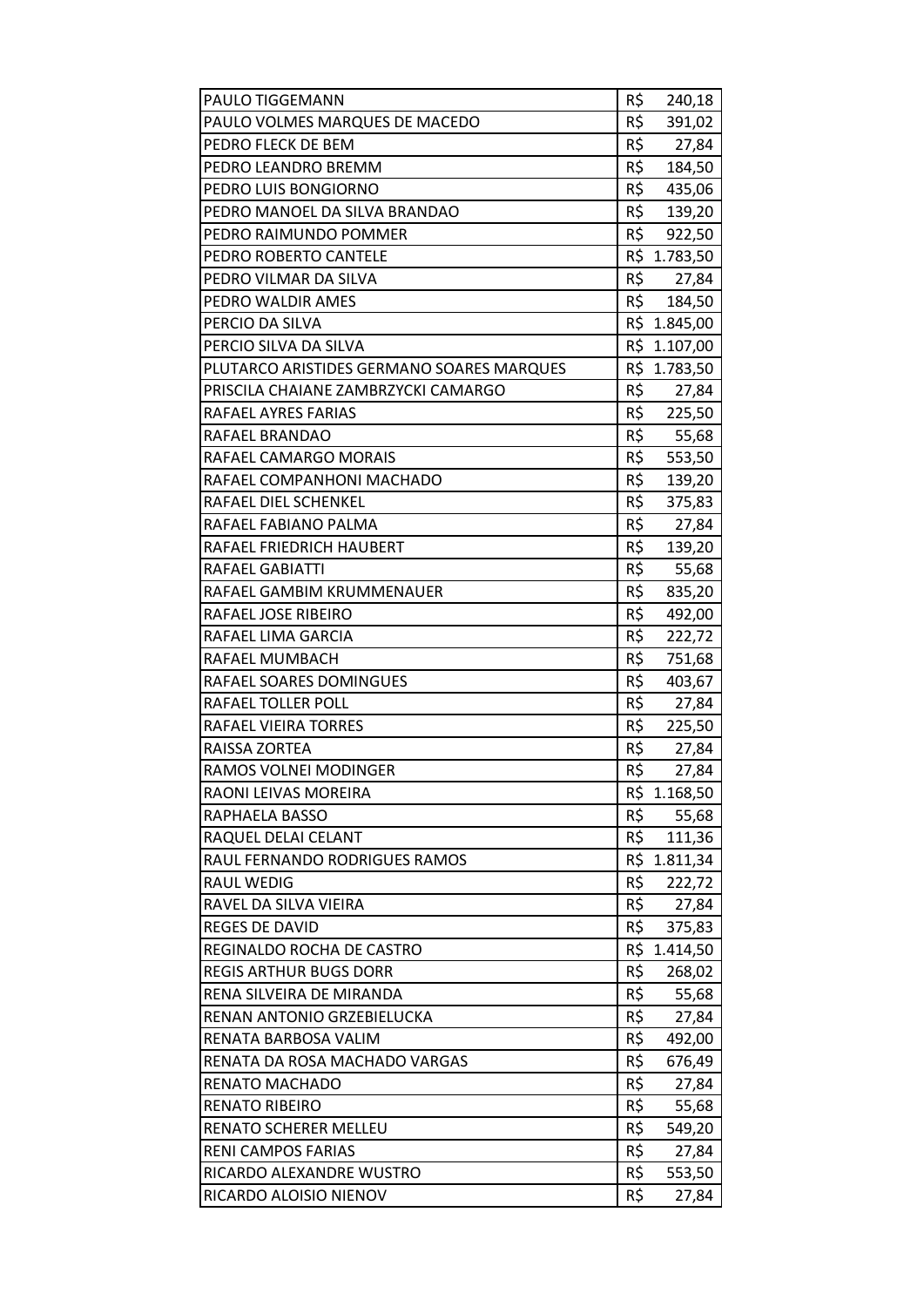| | | |
|---|---|---|
| PAULO TIGGEMANN | R$ | 240,18 |
| PAULO VOLMES MARQUES DE MACEDO | R$ | 391,02 |
| PEDRO FLECK DE BEM | R$ | 27,84 |
| PEDRO LEANDRO BREMM | R$ | 184,50 |
| PEDRO LUIS BONGIORNO | R$ | 435,06 |
| PEDRO MANOEL DA SILVA BRANDAO | R$ | 139,20 |
| PEDRO RAIMUNDO POMMER | R$ | 922,50 |
| PEDRO ROBERTO CANTELE | R$ | 1.783,50 |
| PEDRO VILMAR DA SILVA | R$ | 27,84 |
| PEDRO WALDIR AMES | R$ | 184,50 |
| PERCIO DA SILVA | R$ | 1.845,00 |
| PERCIO SILVA DA SILVA | R$ | 1.107,00 |
| PLUTARCO ARISTIDES GERMANO SOARES MARQUES | R$ | 1.783,50 |
| PRISCILA CHAIANE ZAMBRZYCKI CAMARGO | R$ | 27,84 |
| RAFAEL AYRES FARIAS | R$ | 225,50 |
| RAFAEL BRANDAO | R$ | 55,68 |
| RAFAEL CAMARGO MORAIS | R$ | 553,50 |
| RAFAEL COMPANHONI MACHADO | R$ | 139,20 |
| RAFAEL DIEL SCHENKEL | R$ | 375,83 |
| RAFAEL FABIANO PALMA | R$ | 27,84 |
| RAFAEL FRIEDRICH HAUBERT | R$ | 139,20 |
| RAFAEL GABIATTI | R$ | 55,68 |
| RAFAEL GAMBIM KRUMMENAUER | R$ | 835,20 |
| RAFAEL JOSE RIBEIRO | R$ | 492,00 |
| RAFAEL LIMA GARCIA | R$ | 222,72 |
| RAFAEL MUMBACH | R$ | 751,68 |
| RAFAEL SOARES DOMINGUES | R$ | 403,67 |
| RAFAEL TOLLER POLL | R$ | 27,84 |
| RAFAEL VIEIRA TORRES | R$ | 225,50 |
| RAISSA ZORTEA | R$ | 27,84 |
| RAMOS VOLNEI MODINGER | R$ | 27,84 |
| RAONI LEIVAS MOREIRA | R$ | 1.168,50 |
| RAPHAELA BASSO | R$ | 55,68 |
| RAQUEL DELAI CELANT | R$ | 111,36 |
| RAUL FERNANDO RODRIGUES RAMOS | R$ | 1.811,34 |
| RAUL WEDIG | R$ | 222,72 |
| RAVEL DA SILVA VIEIRA | R$ | 27,84 |
| REGES DE DAVID | R$ | 375,83 |
| REGINALDO ROCHA DE CASTRO | R$ | 1.414,50 |
| REGIS ARTHUR BUGS DORR | R$ | 268,02 |
| RENA SILVEIRA DE MIRANDA | R$ | 55,68 |
| RENAN ANTONIO GRZEBIELUCKA | R$ | 27,84 |
| RENATA BARBOSA VALIM | R$ | 492,00 |
| RENATA DA ROSA MACHADO VARGAS | R$ | 676,49 |
| RENATO MACHADO | R$ | 27,84 |
| RENATO RIBEIRO | R$ | 55,68 |
| RENATO SCHERER MELLEU | R$ | 549,20 |
| RENI CAMPOS FARIAS | R$ | 27,84 |
| RICARDO ALEXANDRE WUSTRO | R$ | 553,50 |
| RICARDO ALOISIO NIENOV | R$ | 27,84 |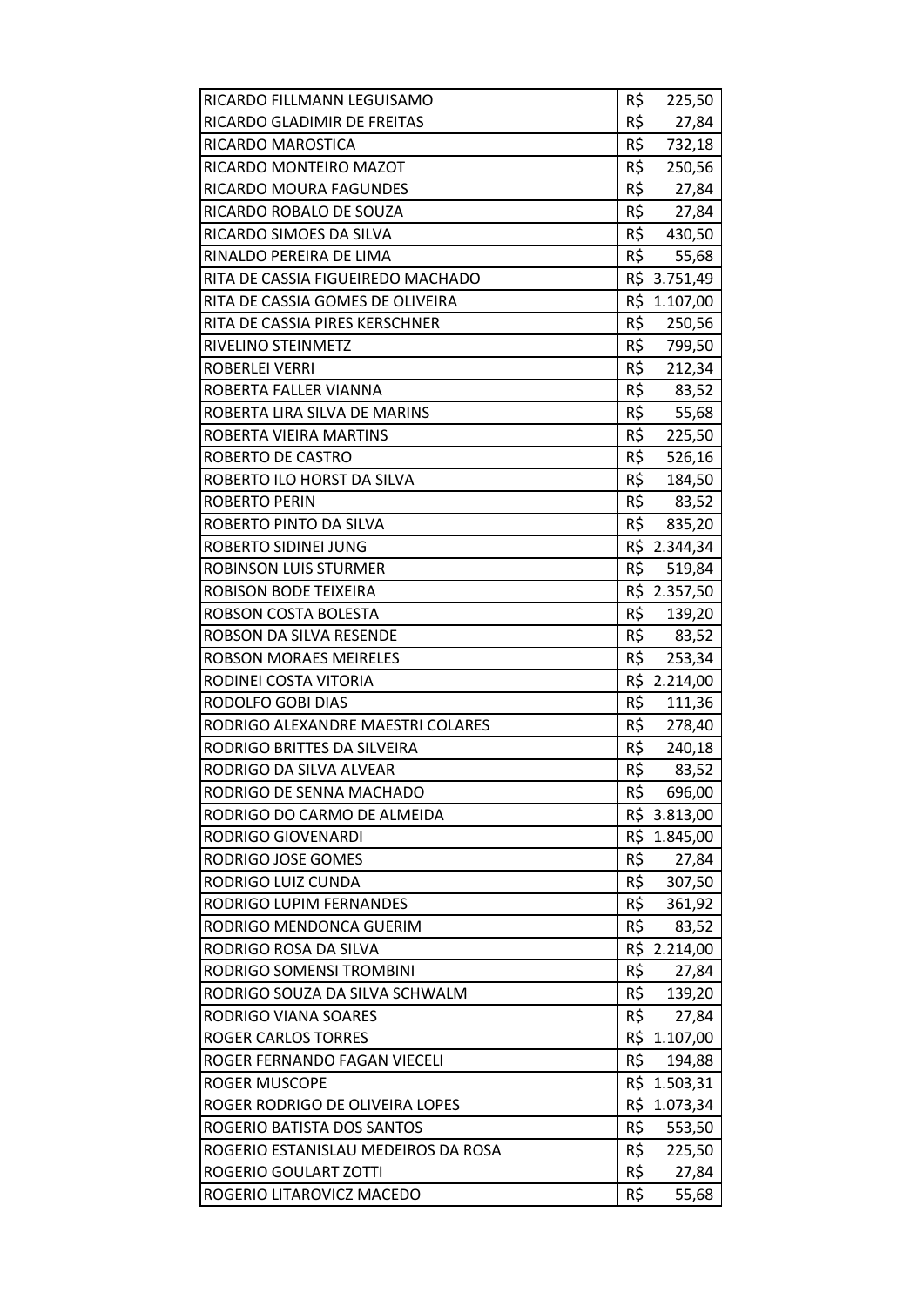| | |
|---|---|
| RICARDO FILLMANN LEGUISAMO | R$ 225,50 |
| RICARDO GLADIMIR DE FREITAS | R$ 27,84 |
| RICARDO MAROSTICA | R$ 732,18 |
| RICARDO MONTEIRO MAZOT | R$ 250,56 |
| RICARDO MOURA FAGUNDES | R$ 27,84 |
| RICARDO ROBALO DE SOUZA | R$ 27,84 |
| RICARDO SIMOES DA SILVA | R$ 430,50 |
| RINALDO PEREIRA DE LIMA | R$ 55,68 |
| RITA DE CASSIA FIGUEIREDO MACHADO | R$ 3.751,49 |
| RITA DE CASSIA GOMES DE OLIVEIRA | R$ 1.107,00 |
| RITA DE CASSIA PIRES KERSCHNER | R$ 250,56 |
| RIVELINO STEINMETZ | R$ 799,50 |
| ROBERLEI VERRI | R$ 212,34 |
| ROBERTA FALLER VIANNA | R$ 83,52 |
| ROBERTA LIRA SILVA DE MARINS | R$ 55,68 |
| ROBERTA VIEIRA MARTINS | R$ 225,50 |
| ROBERTO DE CASTRO | R$ 526,16 |
| ROBERTO ILO HORST DA SILVA | R$ 184,50 |
| ROBERTO PERIN | R$ 83,52 |
| ROBERTO PINTO DA SILVA | R$ 835,20 |
| ROBERTO SIDINEI JUNG | R$ 2.344,34 |
| ROBINSON LUIS STURMER | R$ 519,84 |
| ROBISON BODE TEIXEIRA | R$ 2.357,50 |
| ROBSON COSTA BOLESTA | R$ 139,20 |
| ROBSON DA SILVA RESENDE | R$ 83,52 |
| ROBSON MORAES MEIRELES | R$ 253,34 |
| RODINEI COSTA VITORIA | R$ 2.214,00 |
| RODOLFO GOBI DIAS | R$ 111,36 |
| RODRIGO ALEXANDRE MAESTRI COLARES | R$ 278,40 |
| RODRIGO BRITTES DA SILVEIRA | R$ 240,18 |
| RODRIGO DA SILVA ALVEAR | R$ 83,52 |
| RODRIGO DE SENNA MACHADO | R$ 696,00 |
| RODRIGO DO CARMO DE ALMEIDA | R$ 3.813,00 |
| RODRIGO GIOVENARDI | R$ 1.845,00 |
| RODRIGO JOSE GOMES | R$ 27,84 |
| RODRIGO LUIZ CUNDA | R$ 307,50 |
| RODRIGO LUPIM FERNANDES | R$ 361,92 |
| RODRIGO MENDONCA GUERIM | R$ 83,52 |
| RODRIGO ROSA DA SILVA | R$ 2.214,00 |
| RODRIGO SOMENSI TROMBINI | R$ 27,84 |
| RODRIGO SOUZA DA SILVA SCHWALM | R$ 139,20 |
| RODRIGO VIANA SOARES | R$ 27,84 |
| ROGER CARLOS TORRES | R$ 1.107,00 |
| ROGER FERNANDO FAGAN VIECELI | R$ 194,88 |
| ROGER MUSCOPE | R$ 1.503,31 |
| ROGER RODRIGO DE OLIVEIRA LOPES | R$ 1.073,34 |
| ROGERIO BATISTA DOS SANTOS | R$ 553,50 |
| ROGERIO ESTANISLAU MEDEIROS DA ROSA | R$ 225,50 |
| ROGERIO GOULART ZOTTI | R$ 27,84 |
| ROGERIO LITAROVICZ MACEDO | R$ 55,68 |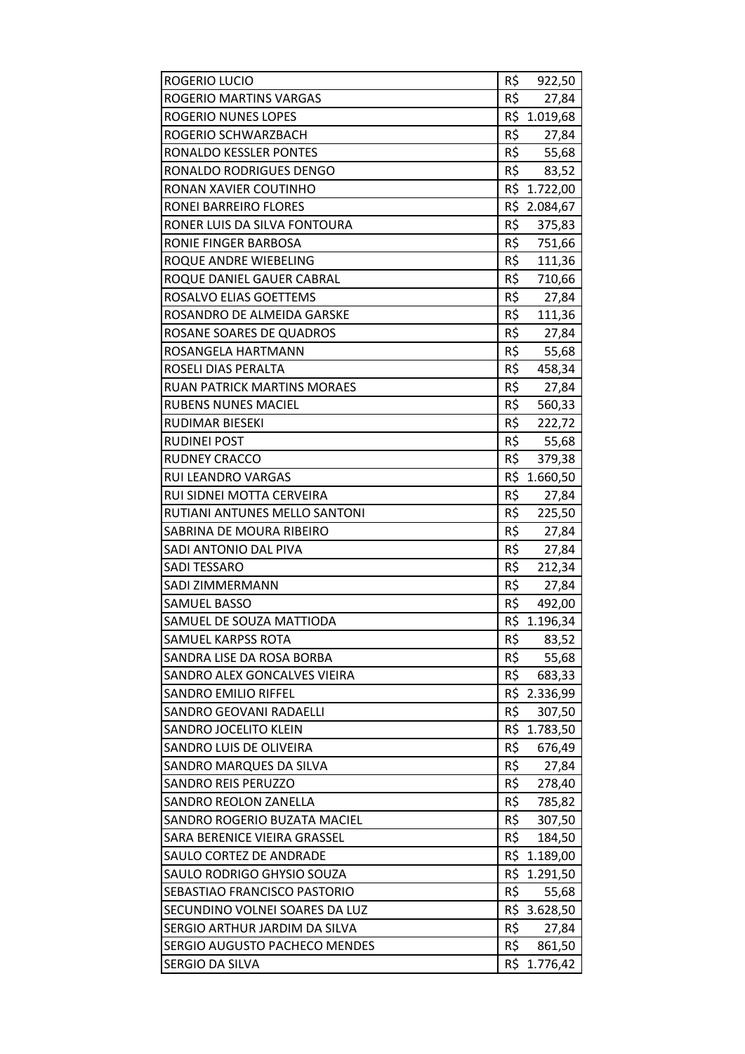| | |
|---|---|
| ROGERIO LUCIO | R$ 922,50 |
| ROGERIO MARTINS VARGAS | R$ 27,84 |
| ROGERIO NUNES LOPES | R$ 1.019,68 |
| ROGERIO SCHWARZBACH | R$ 27,84 |
| RONALDO KESSLER PONTES | R$ 55,68 |
| RONALDO RODRIGUES DENGO | R$ 83,52 |
| RONAN XAVIER COUTINHO | R$ 1.722,00 |
| RONEI BARREIRO FLORES | R$ 2.084,67 |
| RONER LUIS DA SILVA FONTOURA | R$ 375,83 |
| RONIE FINGER BARBOSA | R$ 751,66 |
| ROQUE ANDRE WIEBELING | R$ 111,36 |
| ROQUE DANIEL GAUER CABRAL | R$ 710,66 |
| ROSALVO ELIAS GOETTEMS | R$ 27,84 |
| ROSANDRO DE ALMEIDA GARSKE | R$ 111,36 |
| ROSANE SOARES DE QUADROS | R$ 27,84 |
| ROSANGELA HARTMANN | R$ 55,68 |
| ROSELI DIAS PERALTA | R$ 458,34 |
| RUAN PATRICK MARTINS MORAES | R$ 27,84 |
| RUBENS NUNES MACIEL | R$ 560,33 |
| RUDIMAR BIESEKI | R$ 222,72 |
| RUDINEI POST | R$ 55,68 |
| RUDNEY CRACCO | R$ 379,38 |
| RUI LEANDRO VARGAS | R$ 1.660,50 |
| RUI SIDNEI MOTTA CERVEIRA | R$ 27,84 |
| RUTIANI ANTUNES MELLO SANTONI | R$ 225,50 |
| SABRINA DE MOURA RIBEIRO | R$ 27,84 |
| SADI ANTONIO DAL PIVA | R$ 27,84 |
| SADI TESSARO | R$ 212,34 |
| SADI ZIMMERMANN | R$ 27,84 |
| SAMUEL BASSO | R$ 492,00 |
| SAMUEL DE SOUZA MATTIODA | R$ 1.196,34 |
| SAMUEL KARPSS ROTA | R$ 83,52 |
| SANDRA LISE DA ROSA BORBA | R$ 55,68 |
| SANDRO ALEX GONCALVES VIEIRA | R$ 683,33 |
| SANDRO EMILIO RIFFEL | R$ 2.336,99 |
| SANDRO GEOVANI RADAELLI | R$ 307,50 |
| SANDRO JOCELITO KLEIN | R$ 1.783,50 |
| SANDRO LUIS DE OLIVEIRA | R$ 676,49 |
| SANDRO MARQUES DA SILVA | R$ 27,84 |
| SANDRO REIS PERUZZO | R$ 278,40 |
| SANDRO REOLON ZANELLA | R$ 785,82 |
| SANDRO ROGERIO BUZATA MACIEL | R$ 307,50 |
| SARA BERENICE VIEIRA GRASSEL | R$ 184,50 |
| SAULO CORTEZ DE ANDRADE | R$ 1.189,00 |
| SAULO RODRIGO GHYSIO SOUZA | R$ 1.291,50 |
| SEBASTIAO FRANCISCO PASTORIO | R$ 55,68 |
| SECUNDINO VOLNEI SOARES DA LUZ | R$ 3.628,50 |
| SERGIO ARTHUR JARDIM DA SILVA | R$ 27,84 |
| SERGIO AUGUSTO PACHECO MENDES | R$ 861,50 |
| SERGIO DA SILVA | R$ 1.776,42 |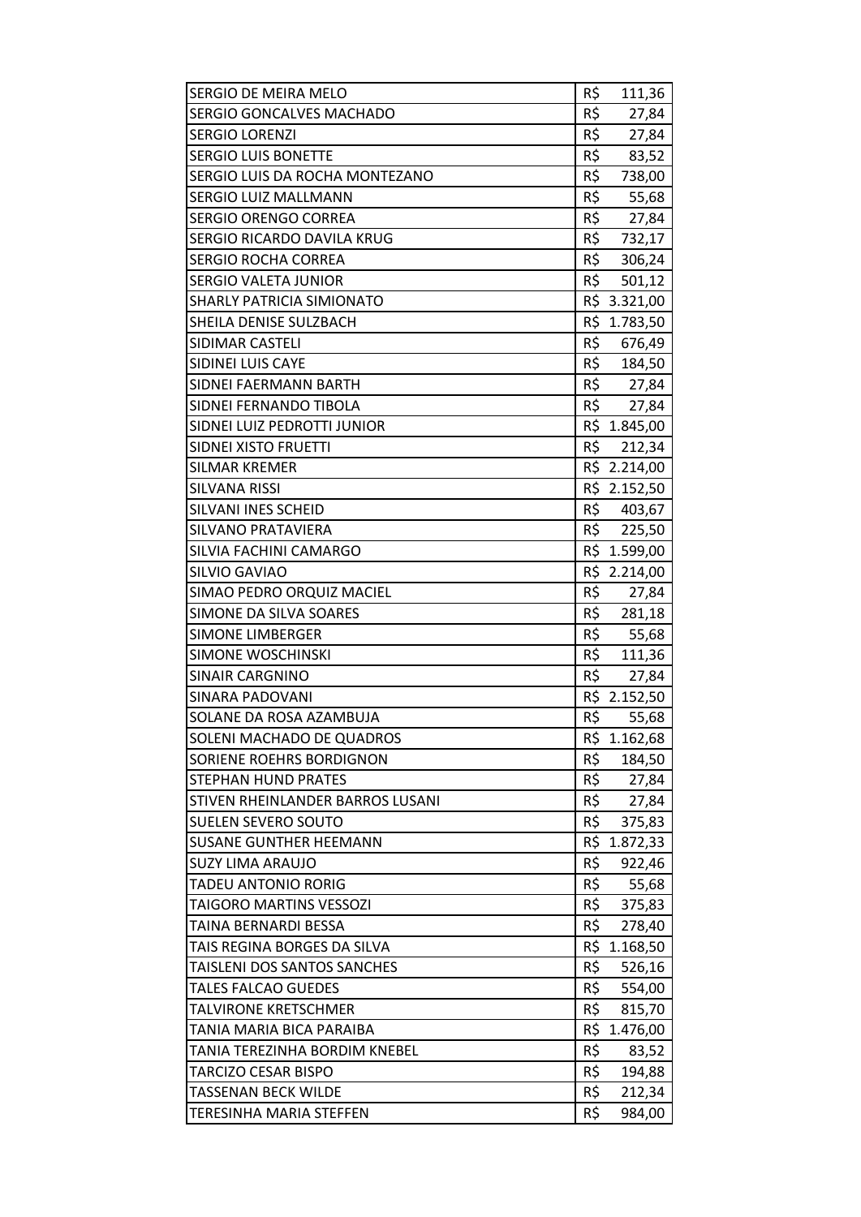| | |
|---|---|
| SERGIO DE MEIRA MELO | R$ 111,36 |
| SERGIO GONCALVES MACHADO | R$ 27,84 |
| SERGIO LORENZI | R$ 27,84 |
| SERGIO LUIS BONETTE | R$ 83,52 |
| SERGIO LUIS DA ROCHA MONTEZANO | R$ 738,00 |
| SERGIO LUIZ MALLMANN | R$ 55,68 |
| SERGIO ORENGO CORREA | R$ 27,84 |
| SERGIO RICARDO DAVILA KRUG | R$ 732,17 |
| SERGIO ROCHA CORREA | R$ 306,24 |
| SERGIO VALETA JUNIOR | R$ 501,12 |
| SHARLY PATRICIA SIMIONATO | R$ 3.321,00 |
| SHEILA DENISE SULZBACH | R$ 1.783,50 |
| SIDIMAR CASTELI | R$ 676,49 |
| SIDINEI LUIS CAYE | R$ 184,50 |
| SIDNEI FAERMANN BARTH | R$ 27,84 |
| SIDNEI FERNANDO TIBOLA | R$ 27,84 |
| SIDNEI LUIZ PEDROTTI JUNIOR | R$ 1.845,00 |
| SIDNEI XISTO FRUETTI | R$ 212,34 |
| SILMAR KREMER | R$ 2.214,00 |
| SILVANA RISSI | R$ 2.152,50 |
| SILVANI INES SCHEID | R$ 403,67 |
| SILVANO PRATAVIERA | R$ 225,50 |
| SILVIA FACHINI CAMARGO | R$ 1.599,00 |
| SILVIO GAVIAO | R$ 2.214,00 |
| SIMAO PEDRO ORQUIZ MACIEL | R$ 27,84 |
| SIMONE DA SILVA SOARES | R$ 281,18 |
| SIMONE LIMBERGER | R$ 55,68 |
| SIMONE WOSCHINSKI | R$ 111,36 |
| SINAIR CARGNINO | R$ 27,84 |
| SINARA PADOVANI | R$ 2.152,50 |
| SOLANE DA ROSA AZAMBUJA | R$ 55,68 |
| SOLENI MACHADO DE QUADROS | R$ 1.162,68 |
| SORIENE ROEHRS BORDIGNON | R$ 184,50 |
| STEPHAN HUND PRATES | R$ 27,84 |
| STIVEN RHEINLANDER BARROS LUSANI | R$ 27,84 |
| SUELEN SEVERO SOUTO | R$ 375,83 |
| SUSANE GUNTHER HEEMANN | R$ 1.872,33 |
| SUZY LIMA ARAUJO | R$ 922,46 |
| TADEU ANTONIO RORIG | R$ 55,68 |
| TAIGORO MARTINS VESSOZI | R$ 375,83 |
| TAINA BERNARDI BESSA | R$ 278,40 |
| TAIS REGINA BORGES DA SILVA | R$ 1.168,50 |
| TAISLENI DOS SANTOS SANCHES | R$ 526,16 |
| TALES FALCAO GUEDES | R$ 554,00 |
| TALVIRONE KRETSCHMER | R$ 815,70 |
| TANIA MARIA BICA PARAIBA | R$ 1.476,00 |
| TANIA TEREZINHA BORDIM KNEBEL | R$ 83,52 |
| TARCIZO CESAR BISPO | R$ 194,88 |
| TASSENAN BECK WILDE | R$ 212,34 |
| TERESINHA MARIA STEFFEN | R$ 984,00 |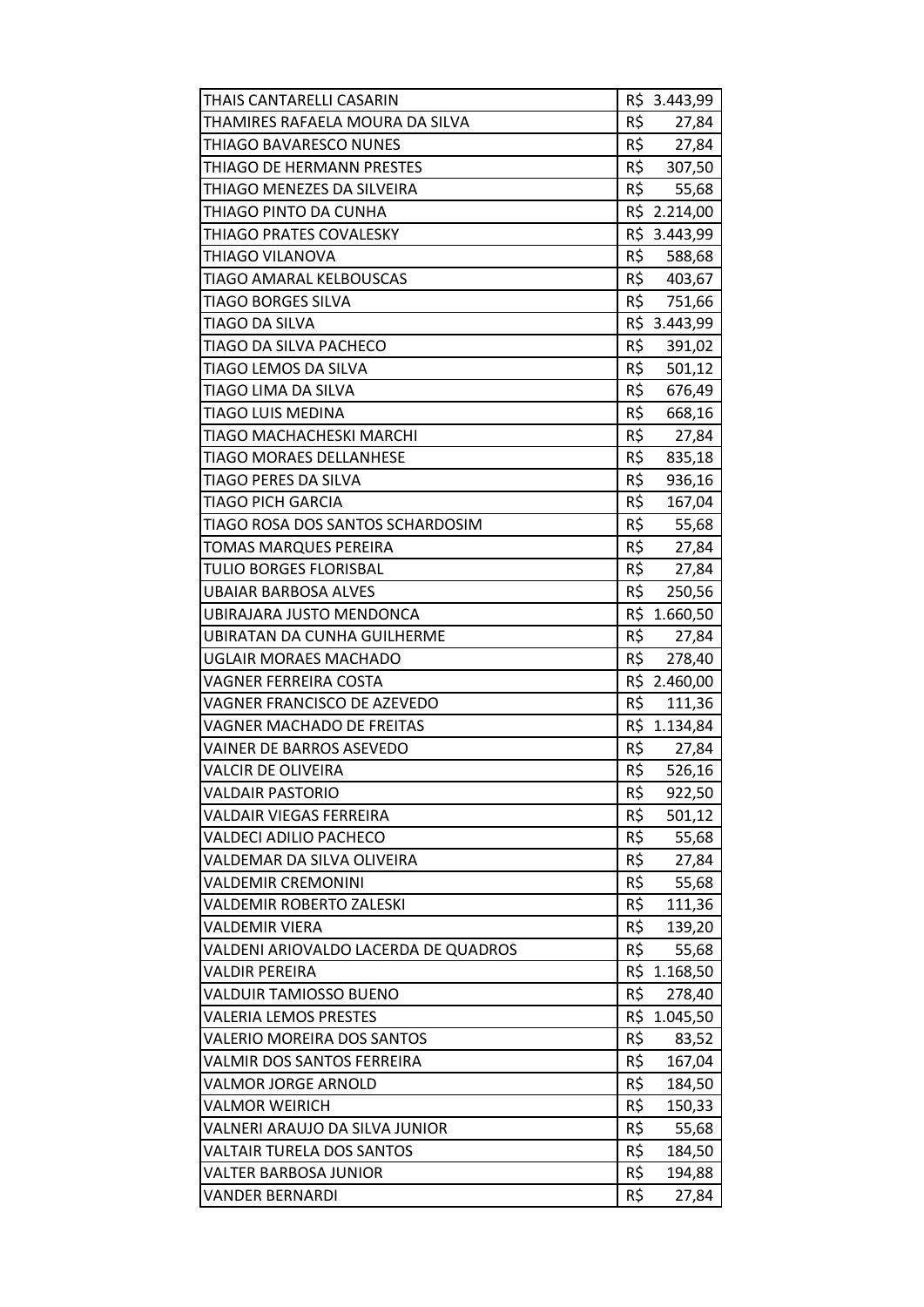| THAIS CANTARELLI CASARIN | R$ 3.443,99 |
|---|---|
| THAMIRES RAFAELA MOURA DA SILVA | R$ 27,84 |
| THIAGO BAVARESCO NUNES | R$ 27,84 |
| THIAGO DE HERMANN PRESTES | R$ 307,50 |
| THIAGO MENEZES DA SILVEIRA | R$ 55,68 |
| THIAGO PINTO DA CUNHA | R$ 2.214,00 |
| THIAGO PRATES COVALESKY | R$ 3.443,99 |
| THIAGO VILANOVA | R$ 588,68 |
| TIAGO AMARAL KELBOUSCAS | R$ 403,67 |
| TIAGO BORGES SILVA | R$ 751,66 |
| TIAGO DA SILVA | R$ 3.443,99 |
| TIAGO DA SILVA PACHECO | R$ 391,02 |
| TIAGO LEMOS DA SILVA | R$ 501,12 |
| TIAGO LIMA DA SILVA | R$ 676,49 |
| TIAGO LUIS MEDINA | R$ 668,16 |
| TIAGO MACHACHESKI MARCHI | R$ 27,84 |
| TIAGO MORAES DELLANHESE | R$ 835,18 |
| TIAGO PERES DA SILVA | R$ 936,16 |
| TIAGO PICH GARCIA | R$ 167,04 |
| TIAGO ROSA DOS SANTOS SCHARDOSIM | R$ 55,68 |
| TOMAS MARQUES PEREIRA | R$ 27,84 |
| TULIO BORGES FLORISBAL | R$ 27,84 |
| UBAIAR BARBOSA ALVES | R$ 250,56 |
| UBIRAJARA JUSTO MENDONCA | R$ 1.660,50 |
| UBIRATAN DA CUNHA GUILHERME | R$ 27,84 |
| UGLAIR MORAES MACHADO | R$ 278,40 |
| VAGNER FERREIRA COSTA | R$ 2.460,00 |
| VAGNER FRANCISCO DE AZEVEDO | R$ 111,36 |
| VAGNER MACHADO DE FREITAS | R$ 1.134,84 |
| VAINER DE BARROS ASEVEDO | R$ 27,84 |
| VALCIR DE OLIVEIRA | R$ 526,16 |
| VALDAIR PASTORIO | R$ 922,50 |
| VALDAIR VIEGAS FERREIRA | R$ 501,12 |
| VALDECI ADILIO PACHECO | R$ 55,68 |
| VALDEMAR DA SILVA OLIVEIRA | R$ 27,84 |
| VALDEMIR CREMONINI | R$ 55,68 |
| VALDEMIR ROBERTO ZALESKI | R$ 111,36 |
| VALDEMIR VIERA | R$ 139,20 |
| VALDENI ARIOVALDO LACERDA DE QUADROS | R$ 55,68 |
| VALDIR PEREIRA | R$ 1.168,50 |
| VALDUIR TAMIOSSO BUENO | R$ 278,40 |
| VALERIA LEMOS PRESTES | R$ 1.045,50 |
| VALERIO MOREIRA DOS SANTOS | R$ 83,52 |
| VALMIR DOS SANTOS FERREIRA | R$ 167,04 |
| VALMOR JORGE ARNOLD | R$ 184,50 |
| VALMOR WEIRICH | R$ 150,33 |
| VALNERI ARAUJO DA SILVA JUNIOR | R$ 55,68 |
| VALTAIR TURELA DOS SANTOS | R$ 184,50 |
| VALTER BARBOSA JUNIOR | R$ 194,88 |
| VANDER BERNARDI | R$ 27,84 |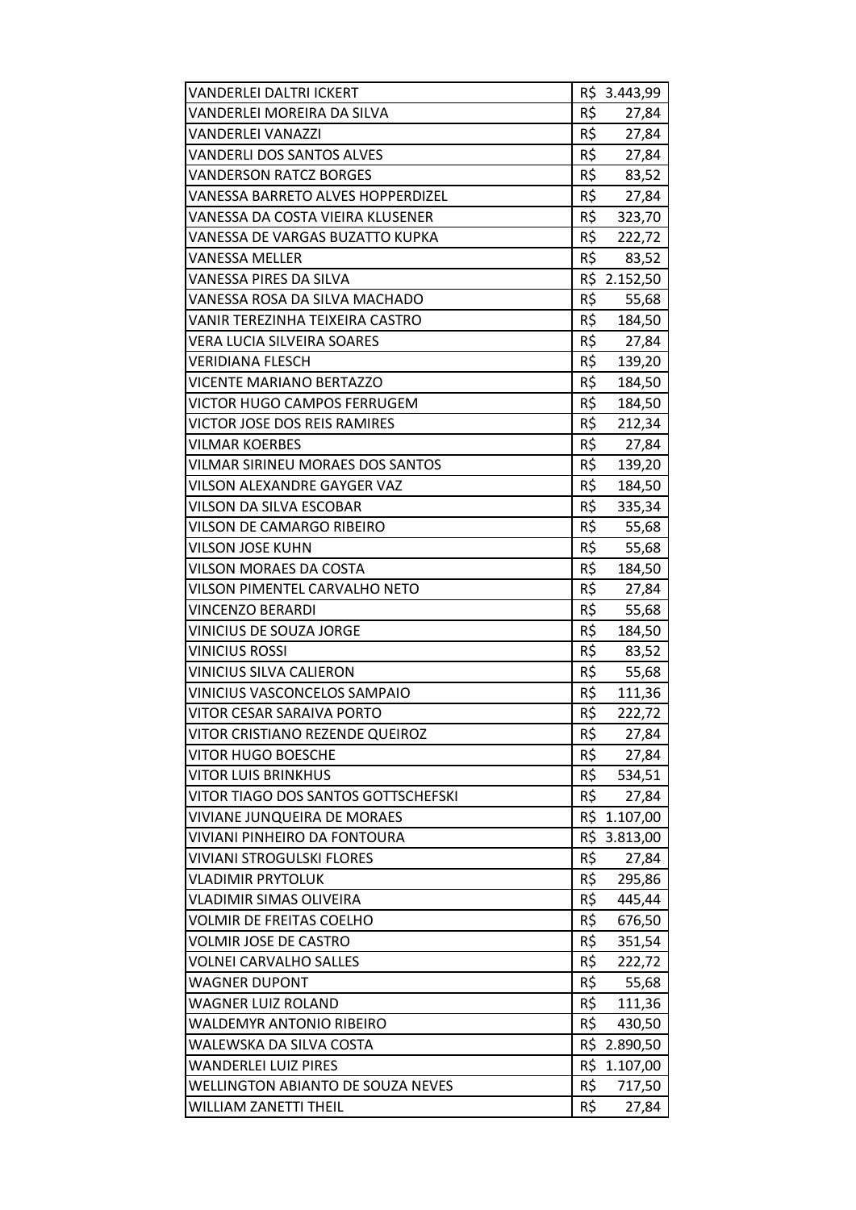| | |
|---|---|
| VANDERLEI DALTRI ICKERT | R$ 3.443,99 |
| VANDERLEI MOREIRA DA SILVA | R$ 27,84 |
| VANDERLEI VANAZZI | R$ 27,84 |
| VANDERLI DOS SANTOS ALVES | R$ 27,84 |
| VANDERSON RATCZ BORGES | R$ 83,52 |
| VANESSA BARRETO ALVES HOPPERDIZEL | R$ 27,84 |
| VANESSA DA COSTA VIEIRA KLUSENER | R$ 323,70 |
| VANESSA DE VARGAS BUZATTO KUPKA | R$ 222,72 |
| VANESSA MELLER | R$ 83,52 |
| VANESSA PIRES DA SILVA | R$ 2.152,50 |
| VANESSA ROSA DA SILVA MACHADO | R$ 55,68 |
| VANIR TEREZINHA TEIXEIRA CASTRO | R$ 184,50 |
| VERA LUCIA SILVEIRA SOARES | R$ 27,84 |
| VERIDIANA FLESCH | R$ 139,20 |
| VICENTE MARIANO BERTAZZO | R$ 184,50 |
| VICTOR HUGO CAMPOS FERRUGEM | R$ 184,50 |
| VICTOR JOSE DOS REIS RAMIRES | R$ 212,34 |
| VILMAR KOERBES | R$ 27,84 |
| VILMAR SIRINEU MORAES DOS SANTOS | R$ 139,20 |
| VILSON ALEXANDRE GAYGER VAZ | R$ 184,50 |
| VILSON DA SILVA ESCOBAR | R$ 335,34 |
| VILSON DE CAMARGO RIBEIRO | R$ 55,68 |
| VILSON JOSE KUHN | R$ 55,68 |
| VILSON MORAES DA COSTA | R$ 184,50 |
| VILSON PIMENTEL CARVALHO NETO | R$ 27,84 |
| VINCENZO BERARDI | R$ 55,68 |
| VINICIUS DE SOUZA JORGE | R$ 184,50 |
| VINICIUS ROSSI | R$ 83,52 |
| VINICIUS SILVA CALIERON | R$ 55,68 |
| VINICIUS VASCONCELOS SAMPAIO | R$ 111,36 |
| VITOR CESAR SARAIVA PORTO | R$ 222,72 |
| VITOR CRISTIANO REZENDE QUEIROZ | R$ 27,84 |
| VITOR HUGO BOESCHE | R$ 27,84 |
| VITOR LUIS BRINKHUS | R$ 534,51 |
| VITOR TIAGO DOS SANTOS GOTTSCHEFSKI | R$ 27,84 |
| VIVIANE JUNQUEIRA DE MORAES | R$ 1.107,00 |
| VIVIANI PINHEIRO DA FONTOURA | R$ 3.813,00 |
| VIVIANI STROGULSKI FLORES | R$ 27,84 |
| VLADIMIR PRYTOLUK | R$ 295,86 |
| VLADIMIR SIMAS OLIVEIRA | R$ 445,44 |
| VOLMIR DE FREITAS COELHO | R$ 676,50 |
| VOLMIR JOSE DE CASTRO | R$ 351,54 |
| VOLNEI CARVALHO SALLES | R$ 222,72 |
| WAGNER DUPONT | R$ 55,68 |
| WAGNER LUIZ ROLAND | R$ 111,36 |
| WALDEMYR ANTONIO RIBEIRO | R$ 430,50 |
| WALEWSKA DA SILVA COSTA | R$ 2.890,50 |
| WANDERLEI LUIZ PIRES | R$ 1.107,00 |
| WELLINGTON ABIANTO DE SOUZA NEVES | R$ 717,50 |
| WILLIAM ZANETTI THEIL | R$ 27,84 |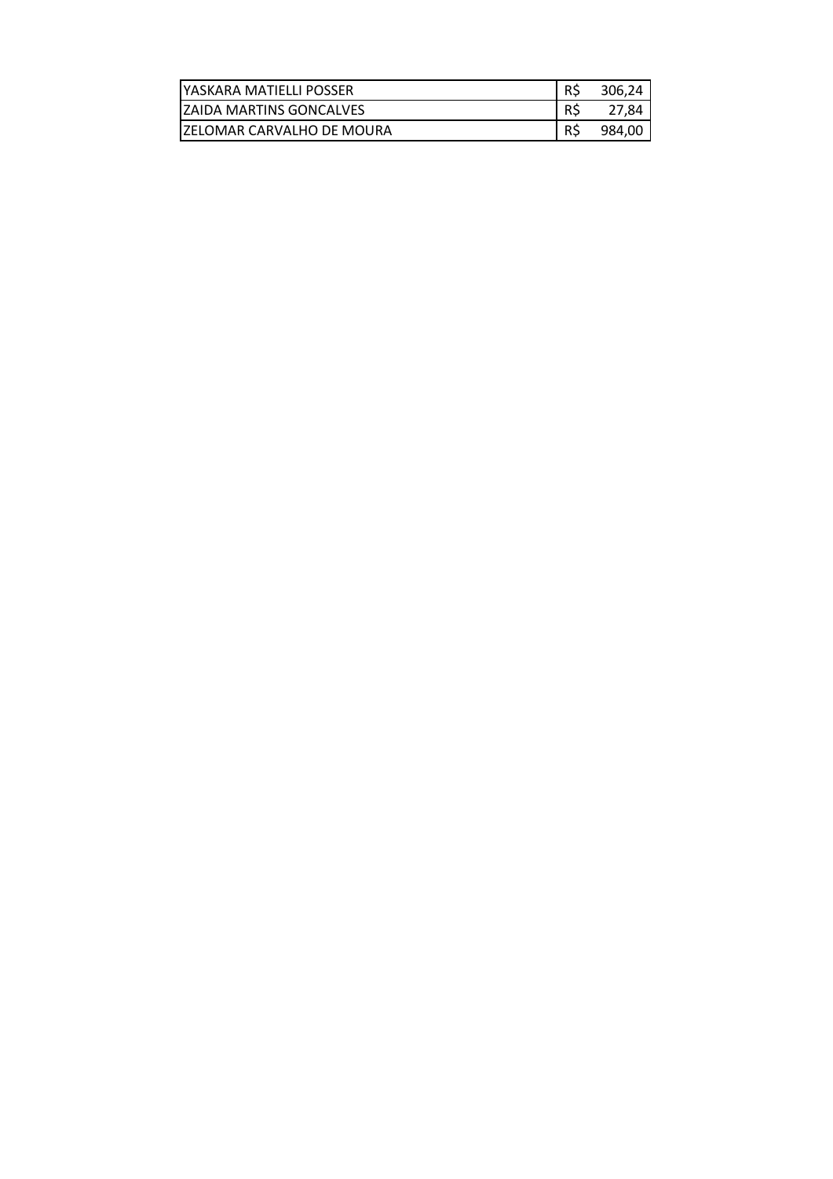| | | |
|---|---|---|
| YASKARA MATIELLI POSSER | R$ | 306,24 |
| ZAIDA MARTINS GONCALVES | R$ | 27,84 |
| ZELOMAR CARVALHO DE MOURA | R$ | 984,00 |